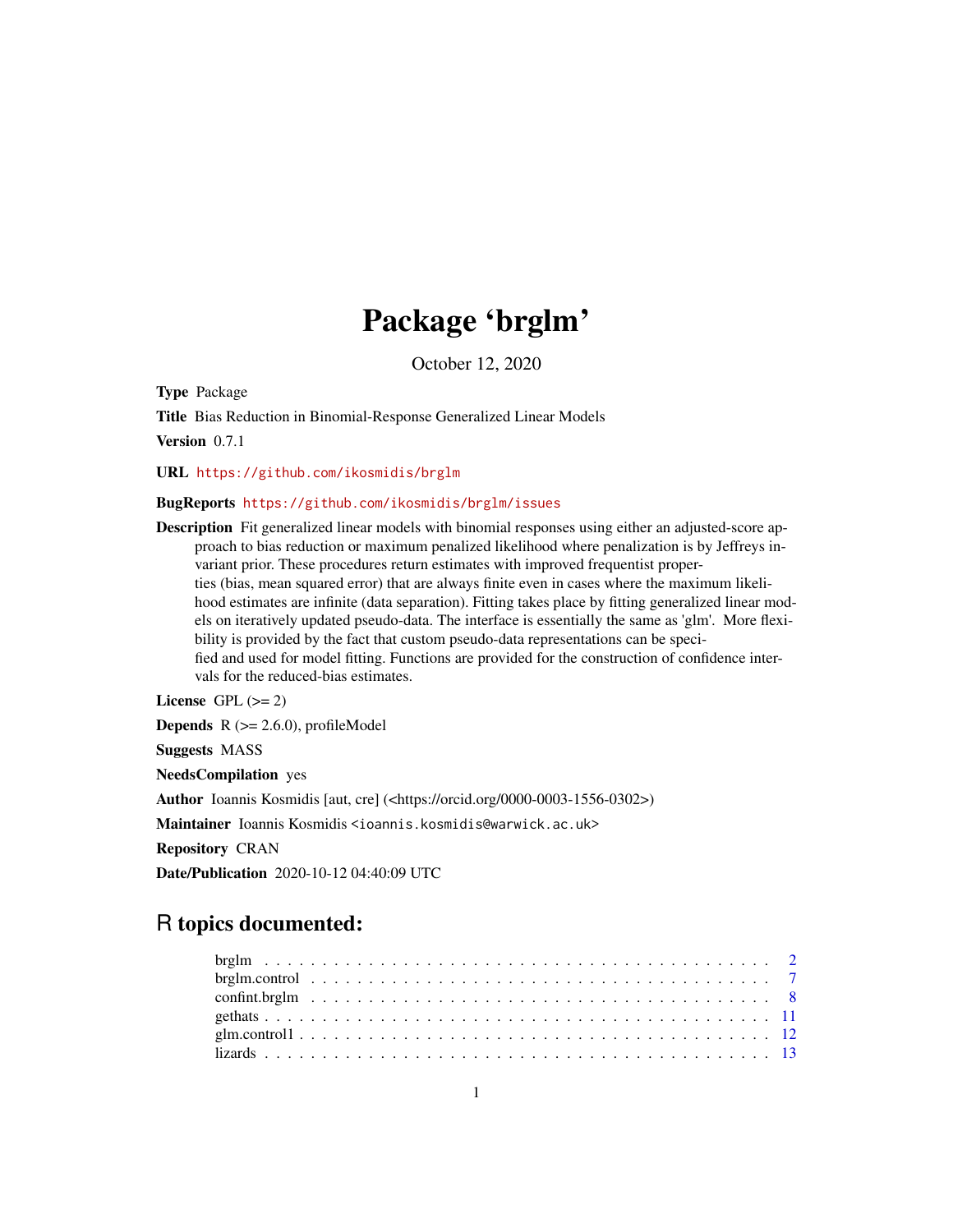# Package 'brglm'

October 12, 2020

**Type** Package

**Title** Bias Reduction in Binomial-Response Generalized Linear Models

**Version** 0.7.1

**URL** https://github.com/ikosmidis/brglm

**BugReports** https://github.com/ikosmidis/brglm/issues

**Description** Fit generalized linear models with binomial responses using either an adjusted-score approach to bias reduction or maximum penalized likelihood where penalization is by Jeffreys invariant prior. These procedures return estimates with improved frequentist properties (bias, mean squared error) that are always finite even in cases where the maximum likelihood estimates are infinite (data separation). Fitting takes place by fitting generalized linear models on iteratively updated pseudo-data. The interface is essentially the same as 'glm'. More flexibility is provided by the fact that custom pseudo-data representations can be specified and used for model fitting. Functions are provided for the construction of confidence intervals for the reduced-bias estimates.

**License** GPL (>= 2)

**Depends** R (>= 2.6.0), profileModel

**Suggests** MASS

**NeedsCompilation** yes

**Author** Ioannis Kosmidis [aut, cre] (<https://orcid.org/0000-0003-1556-0302>)

**Maintainer** Ioannis Kosmidis <ioannis.kosmidis@warwick.ac.uk>

**Repository** CRAN

**Date/Publication** 2020-10-12 04:40:09 UTC

## R topics documented:

- brglm . . . . . . . . . . . . . . . . . . . . . . . . . . . . . . . . . . . . . . . . . . 2
- brglm.control . . . . . . . . . . . . . . . . . . . . . . . . . . . . . . . . . . . . . . . 7
- confint.brglm . . . . . . . . . . . . . . . . . . . . . . . . . . . . . . . . . . . . . . . 8
- gethats . . . . . . . . . . . . . . . . . . . . . . . . . . . . . . . . . . . . . . . . . . 11
- glm.control1 . . . . . . . . . . . . . . . . . . . . . . . . . . . . . . . . . . . . . . . 12
- lizards . . . . . . . . . . . . . . . . . . . . . . . . . . . . . . . . . . . . . . . . . . 13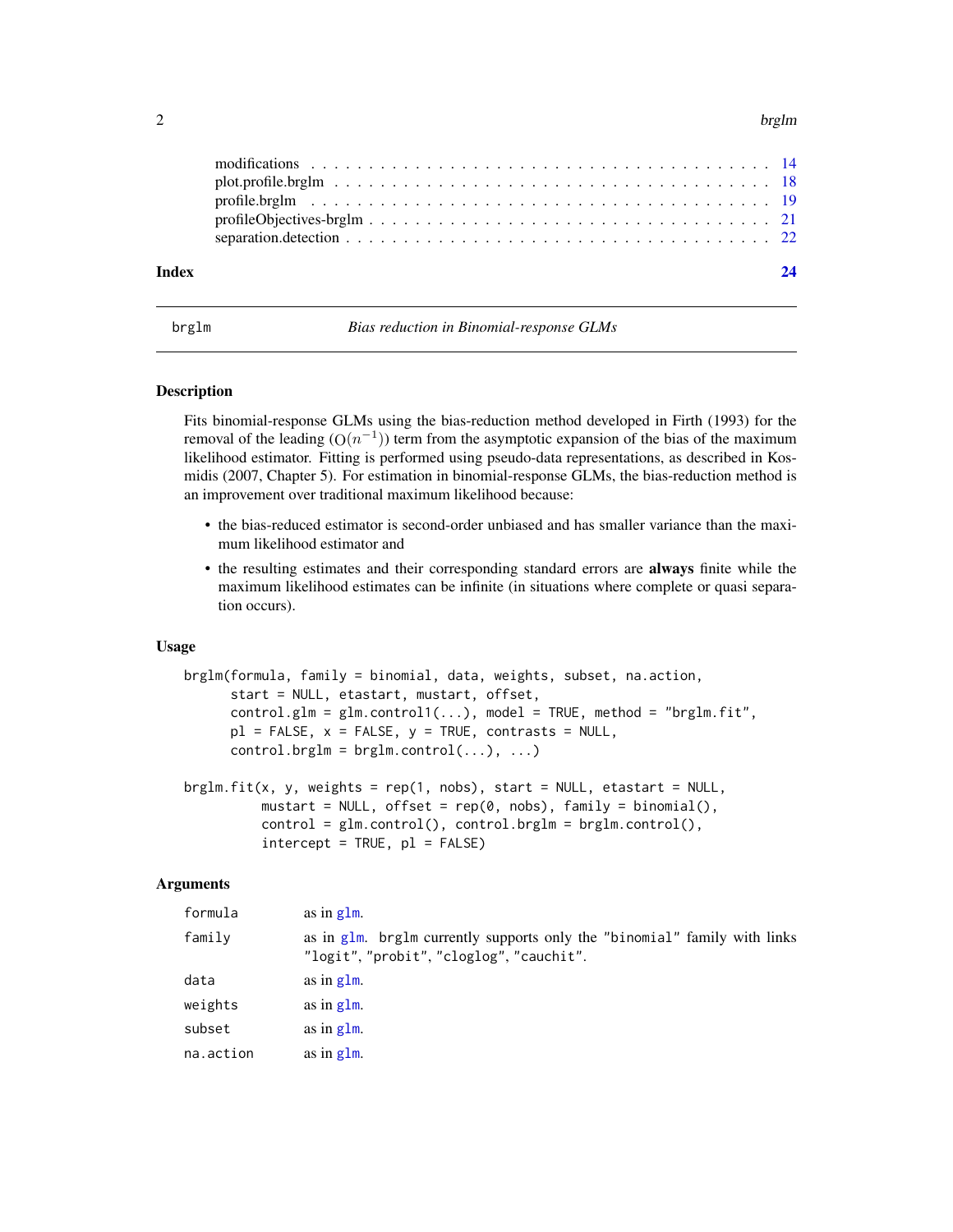| | |
|---|---|
| modifications | 14 |
| plot.profile.brglm | 18 |
| profile.brglm | 19 |
| profileObjectives-brglm | 21 |
| separation.detection | 22 |

**Index** **24**

---

brglm — *Bias reduction in Binomial-response GLMs*

---

## Description

Fits binomial-response GLMs using the bias-reduction method developed in Firth (1993) for the removal of the leading ($O(n^{-1})$) term from the asymptotic expansion of the bias of the maximum likelihood estimator. Fitting is performed using pseudo-data representations, as described in Kosmidis (2007, Chapter 5). For estimation in binomial-response GLMs, the bias-reduction method is an improvement over traditional maximum likelihood because:

- the bias-reduced estimator is second-order unbiased and has smaller variance than the maximum likelihood estimator and
- the resulting estimates and their corresponding standard errors are **always** finite while the maximum likelihood estimates can be infinite (in situations where complete or quasi separation occurs).

## Usage

```
brglm(formula, family = binomial, data, weights, subset, na.action,
      start = NULL, etastart, mustart, offset,
      control.glm = glm.control1(...), model = TRUE, method = "brglm.fit",
      pl = FALSE, x = FALSE, y = TRUE, contrasts = NULL,
      control.brglm = brglm.control(...), ...)

brglm.fit(x, y, weights = rep(1, nobs), start = NULL, etastart = NULL,
          mustart = NULL, offset = rep(0, nobs), family = binomial(),
          control = glm.control(), control.brglm = brglm.control(),
          intercept = TRUE, pl = FALSE)
```

## Arguments

| | |
|---|---|
| formula | as in glm. |
| family | as in glm. brglm currently supports only the "binomial" family with links "logit", "probit", "cloglog", "cauchit". |
| data | as in glm. |
| weights | as in glm. |
| subset | as in glm. |
| na.action | as in glm. |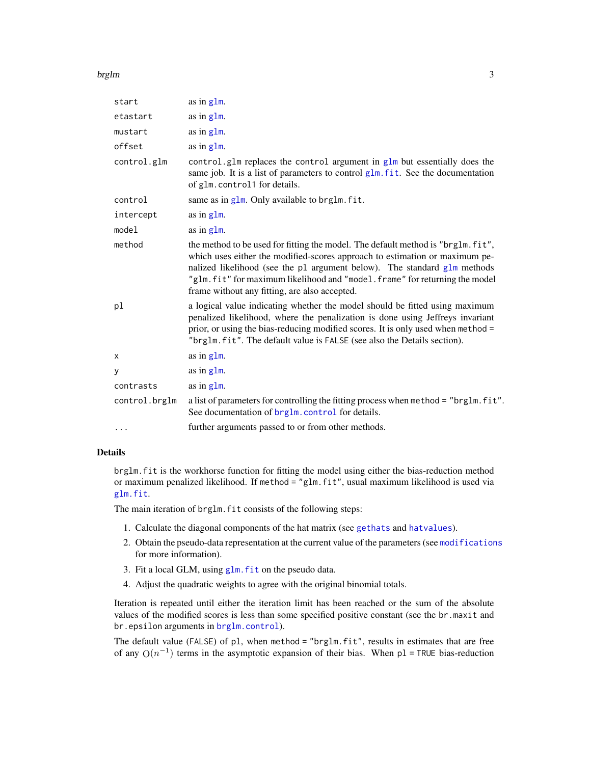| | |
|---|---|
| `start` | as in glm. |
| `etastart` | as in glm. |
| `mustart` | as in glm. |
| `offset` | as in glm. |
| `control.glm` | `control.glm` replaces the `control` argument in glm but essentially does the same job. It is a list of parameters to control glm.fit. See the documentation of `glm.control1` for details. |
| `control` | same as in glm. Only available to `brglm.fit`. |
| `intercept` | as in glm. |
| `model` | as in glm. |
| `method` | the method to be used for fitting the model. The default method is `"brglm.fit"`, which uses either the modified-scores approach to estimation or maximum penalized likelihood (see the `pl` argument below). The standard glm methods `"glm.fit"` for maximum likelihood and `"model.frame"` for returning the model frame without any fitting, are also accepted. |
| `pl` | a logical value indicating whether the model should be fitted using maximum penalized likelihood, where the penalization is done using Jeffreys invariant prior, or using the bias-reducing modified scores. It is only used when `method = "brglm.fit"`. The default value is `FALSE` (see also the Details section). |
| `x` | as in glm. |
| `y` | as in glm. |
| `contrasts` | as in glm. |
| `control.brglm` | a list of parameters for controlling the fitting process when `method = "brglm.fit"`. See documentation of brglm.control for details. |
| `...` | further arguments passed to or from other methods. |

## Details

`brglm.fit` is the workhorse function for fitting the model using either the bias-reduction method or maximum penalized likelihood. If `method = "glm.fit"`, usual maximum likelihood is used via glm.fit.

The main iteration of `brglm.fit` consists of the following steps:

1. Calculate the diagonal components of the hat matrix (see gethats and hatvalues).
2. Obtain the pseudo-data representation at the current value of the parameters (see modifications for more information).
3. Fit a local GLM, using glm.fit on the pseudo data.
4. Adjust the quadratic weights to agree with the original binomial totals.

Iteration is repeated until either the iteration limit has been reached or the sum of the absolute values of the modified scores is less than some specified positive constant (see the `br.maxit` and `br.epsilon` arguments in brglm.control).

The default value (`FALSE`) of `pl`, when `method = "brglm.fit"`, results in estimates that are free of any $O(n^{-1})$ terms in the asymptotic expansion of their bias. When `pl = TRUE` bias-reduction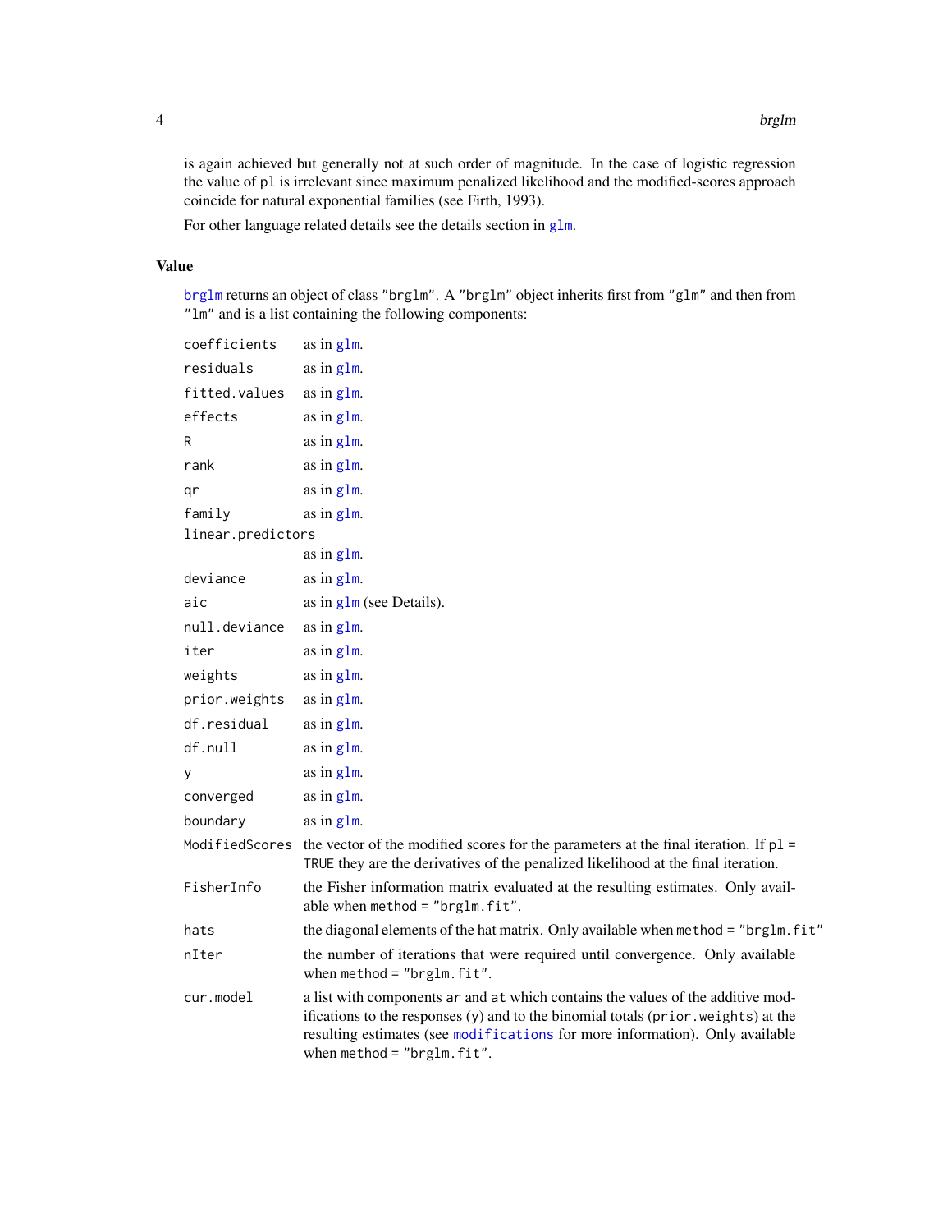is again achieved but generally not at such order of magnitude. In the case of logistic regression the value of `pl` is irrelevant since maximum penalized likelihood and the modified-scores approach coincide for natural exponential families (see Firth, 1993).

For other language related details see the details section in `glm`.

## Value

`brglm` returns an object of class `"brglm"`. A `"brglm"` object inherits first from `"glm"` and then from `"lm"` and is a list containing the following components:

| | |
|---|---|
| `coefficients` | as in `glm`. |
| `residuals` | as in `glm`. |
| `fitted.values` | as in `glm`. |
| `effects` | as in `glm`. |
| `R` | as in `glm`. |
| `rank` | as in `glm`. |
| `qr` | as in `glm`. |
| `family` | as in `glm`. |
| `linear.predictors` | as in `glm`. |
| `deviance` | as in `glm`. |
| `aic` | as in `glm` (see Details). |
| `null.deviance` | as in `glm`. |
| `iter` | as in `glm`. |
| `weights` | as in `glm`. |
| `prior.weights` | as in `glm`. |
| `df.residual` | as in `glm`. |
| `df.null` | as in `glm`. |
| `y` | as in `glm`. |
| `converged` | as in `glm`. |
| `boundary` | as in `glm`. |
| `ModifiedScores` | the vector of the modified scores for the parameters at the final iteration. If `pl = TRUE` they are the derivatives of the penalized likelihood at the final iteration. |
| `FisherInfo` | the Fisher information matrix evaluated at the resulting estimates. Only available when `method = "brglm.fit"`. |
| `hats` | the diagonal elements of the hat matrix. Only available when `method = "brglm.fit"` |
| `nIter` | the number of iterations that were required until convergence. Only available when `method = "brglm.fit"`. |
| `cur.model` | a list with components `ar` and `at` which contains the values of the additive modifications to the responses (`y`) and to the binomial totals (`prior.weights`) at the resulting estimates (see `modifications` for more information). Only available when `method = "brglm.fit"`. |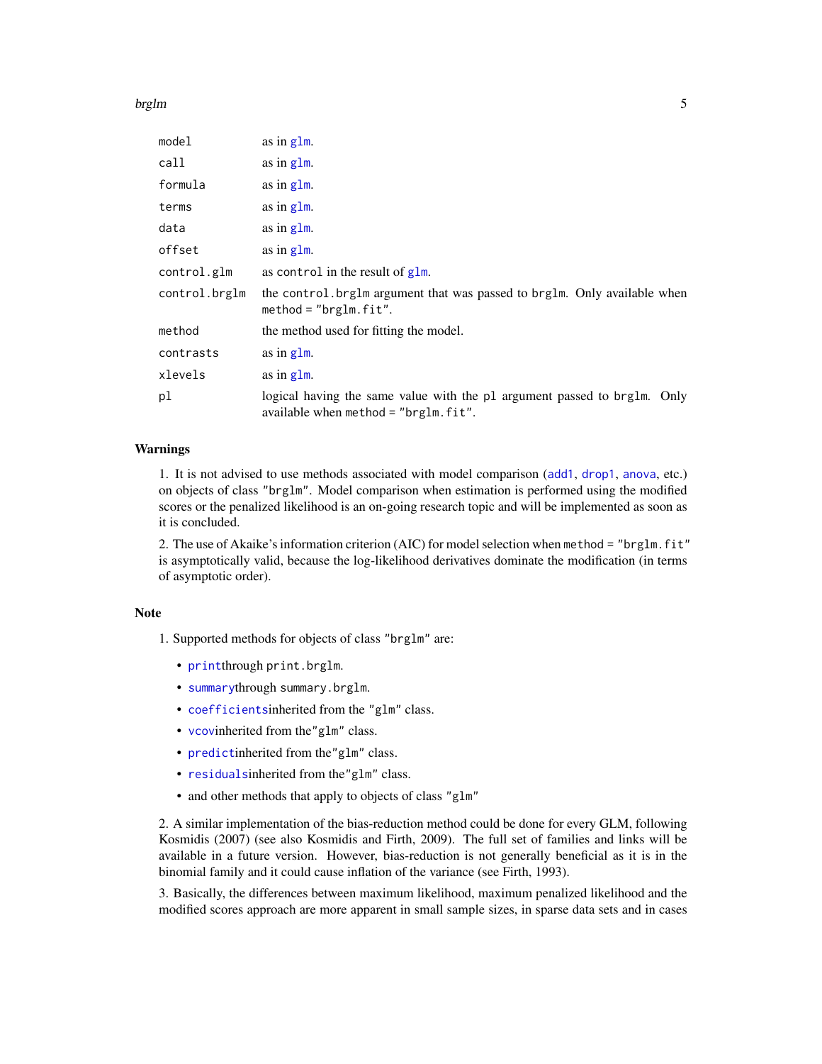| | |
|---|---|
| `model` | as in `glm`. |
| `call` | as in `glm`. |
| `formula` | as in `glm`. |
| `terms` | as in `glm`. |
| `data` | as in `glm`. |
| `offset` | as in `glm`. |
| `control.glm` | as `control` in the result of `glm`. |
| `control.brglm` | the `control.brglm` argument that was passed to `brglm`. Only available when `method = "brglm.fit"`. |
| `method` | the method used for fitting the model. |
| `contrasts` | as in `glm`. |
| `xlevels` | as in `glm`. |
| `pl` | logical having the same value with the `pl` argument passed to `brglm`. Only available when `method = "brglm.fit"`. |

## Warnings

1. It is not advised to use methods associated with model comparison (`add1`, `drop1`, `anova`, etc.) on objects of class `"brglm"`. Model comparison when estimation is performed using the modified scores or the penalized likelihood is an on-going research topic and will be implemented as soon as it is concluded.

2. The use of Akaike's information criterion (AIC) for model selection when `method = "brglm.fit"` is asymptotically valid, because the log-likelihood derivatives dominate the modification (in terms of asymptotic order).

## Note

1. Supported methods for objects of class `"brglm"` are:

- `print`through `print.brglm`.
- `summary`through `summary.brglm`.
- `coefficients`inherited from the `"glm"` class.
- `vcov`inherited from the`"glm"` class.
- `predict`inherited from the`"glm"` class.
- `residuals`inherited from the`"glm"` class.
- and other methods that apply to objects of class `"glm"`

2. A similar implementation of the bias-reduction method could be done for every GLM, following Kosmidis (2007) (see also Kosmidis and Firth, 2009). The full set of families and links will be available in a future version. However, bias-reduction is not generally beneficial as it is in the binomial family and it could cause inflation of the variance (see Firth, 1993).

3. Basically, the differences between maximum likelihood, maximum penalized likelihood and the modified scores approach are more apparent in small sample sizes, in sparse data sets and in cases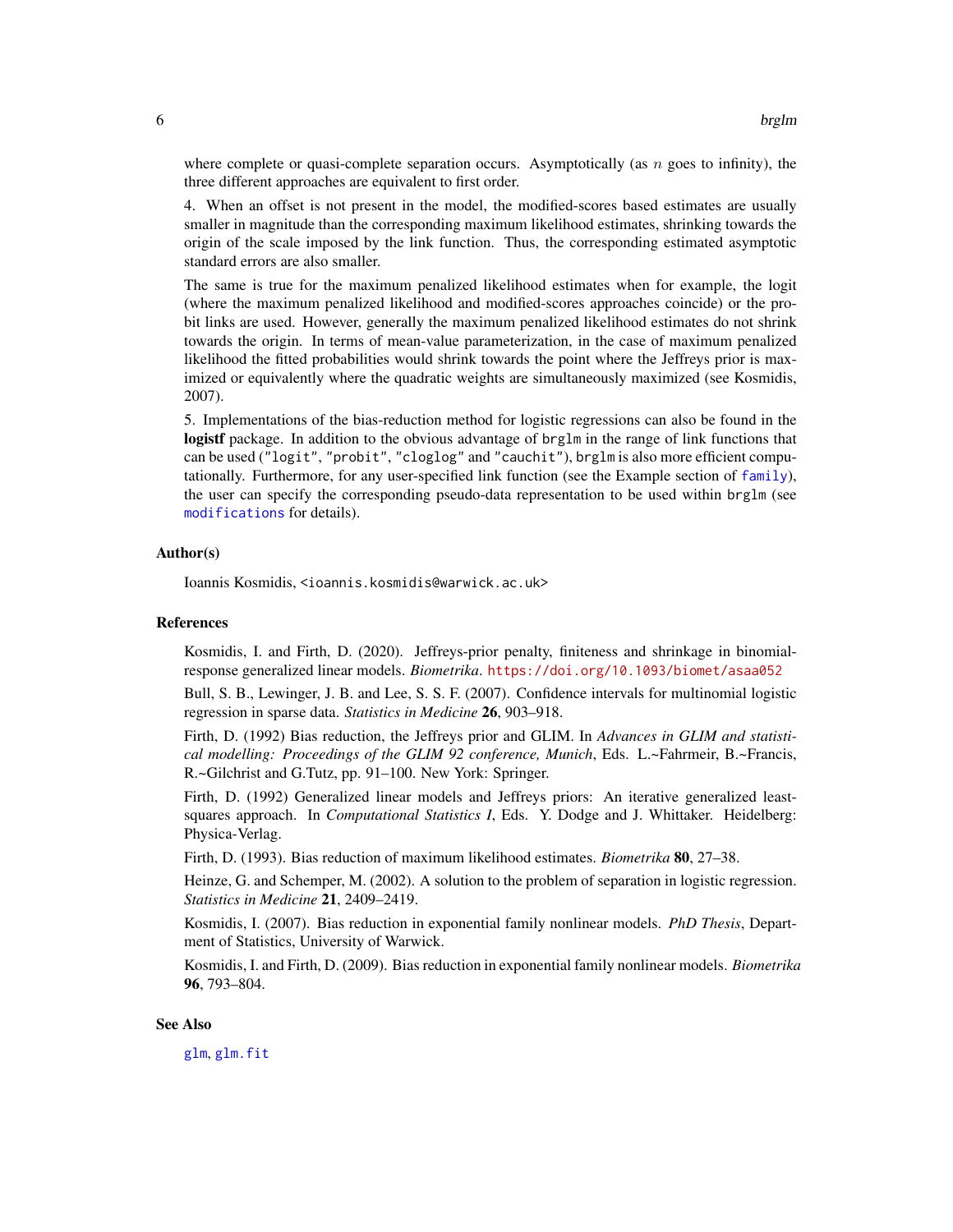where complete or quasi-complete separation occurs. Asymptotically (as $n$ goes to infinity), the three different approaches are equivalent to first order.

4. When an offset is not present in the model, the modified-scores based estimates are usually smaller in magnitude than the corresponding maximum likelihood estimates, shrinking towards the origin of the scale imposed by the link function. Thus, the corresponding estimated asymptotic standard errors are also smaller.

The same is true for the maximum penalized likelihood estimates when for example, the logit (where the maximum penalized likelihood and modified-scores approaches coincide) or the probit links are used. However, generally the maximum penalized likelihood estimates do not shrink towards the origin. In terms of mean-value parameterization, in the case of maximum penalized likelihood the fitted probabilities would shrink towards the point where the Jeffreys prior is maximized or equivalently where the quadratic weights are simultaneously maximized (see Kosmidis, 2007).

5. Implementations of the bias-reduction method for logistic regressions can also be found in the **logistf** package. In addition to the obvious advantage of `brglm` in the range of link functions that can be used (`"logit"`, `"probit"`, `"cloglog"` and `"cauchit"`), `brglm` is also more efficient computationally. Furthermore, for any user-specified link function (see the Example section of `family`), the user can specify the corresponding pseudo-data representation to be used within `brglm` (see `modifications` for details).

### Author(s)

Ioannis Kosmidis, <ioannis.kosmidis@warwick.ac.uk>

### References

Kosmidis, I. and Firth, D. (2020). Jeffreys-prior penalty, finiteness and shrinkage in binomial-response generalized linear models. *Biometrika*. https://doi.org/10.1093/biomet/asaa052

Bull, S. B., Lewinger, J. B. and Lee, S. S. F. (2007). Confidence intervals for multinomial logistic regression in sparse data. *Statistics in Medicine* **26**, 903–918.

Firth, D. (1992) Bias reduction, the Jeffreys prior and GLIM. In *Advances in GLIM and statistical modelling: Proceedings of the GLIM 92 conference, Munich*, Eds. L.~Fahrmeir, B.~Francis, R.~Gilchrist and G.Tutz, pp. 91–100. New York: Springer.

Firth, D. (1992) Generalized linear models and Jeffreys priors: An iterative generalized least-squares approach. In *Computational Statistics I*, Eds. Y. Dodge and J. Whittaker. Heidelberg: Physica-Verlag.

Firth, D. (1993). Bias reduction of maximum likelihood estimates. *Biometrika* **80**, 27–38.

Heinze, G. and Schemper, M. (2002). A solution to the problem of separation in logistic regression. *Statistics in Medicine* **21**, 2409–2419.

Kosmidis, I. (2007). Bias reduction in exponential family nonlinear models. *PhD Thesis*, Department of Statistics, University of Warwick.

Kosmidis, I. and Firth, D. (2009). Bias reduction in exponential family nonlinear models. *Biometrika* **96**, 793–804.

### See Also

`glm`, `glm.fit`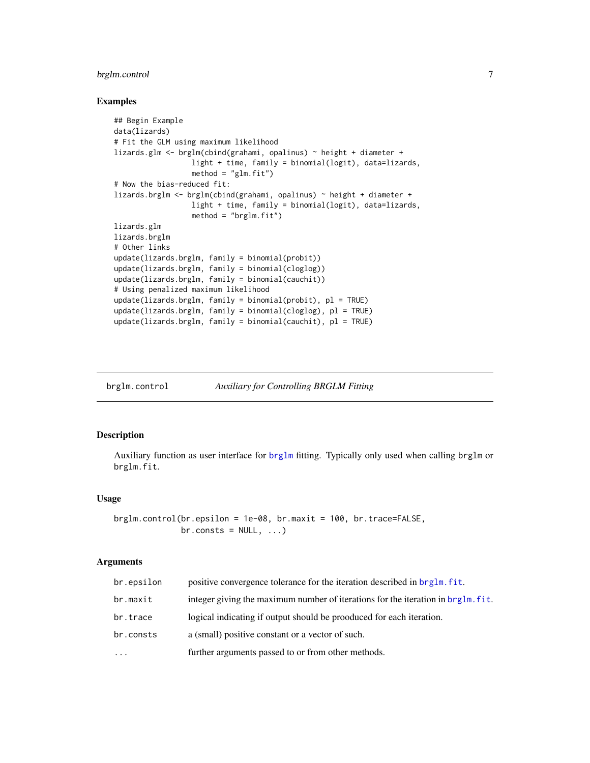### Examples

```
## Begin Example
data(lizards)
# Fit the GLM using maximum likelihood
lizards.glm <- brglm(cbind(grahami, opalinus) ~ height + diameter +
                  light + time, family = binomial(logit), data=lizards,
                  method = "glm.fit")
# Now the bias-reduced fit:
lizards.brglm <- brglm(cbind(grahami, opalinus) ~ height + diameter +
                  light + time, family = binomial(logit), data=lizards,
                  method = "brglm.fit")
lizards.glm
lizards.brglm
# Other links
update(lizards.brglm, family = binomial(probit))
update(lizards.brglm, family = binomial(cloglog))
update(lizards.brglm, family = binomial(cauchit))
# Using penalized maximum likelihood
update(lizards.brglm, family = binomial(probit), pl = TRUE)
update(lizards.brglm, family = binomial(cloglog), pl = TRUE)
update(lizards.brglm, family = binomial(cauchit), pl = TRUE)
```

---

## brglm.control — *Auxiliary for Controlling BRGLM Fitting*

---

### Description

Auxiliary function as user interface for `brglm` fitting. Typically only used when calling `brglm` or `brglm.fit`.

### Usage

```
brglm.control(br.epsilon = 1e-08, br.maxit = 100, br.trace=FALSE,
              br.consts = NULL, ...)
```

### Arguments

| | |
|---|---|
| `br.epsilon` | positive convergence tolerance for the iteration described in `brglm.fit`. |
| `br.maxit` | integer giving the maximum number of iterations for the iteration in `brglm.fit`. |
| `br.trace` | logical indicating if output should be prooduced for each iteration. |
| `br.consts` | a (small) positive constant or a vector of such. |
| `...` | further arguments passed to or from other methods. |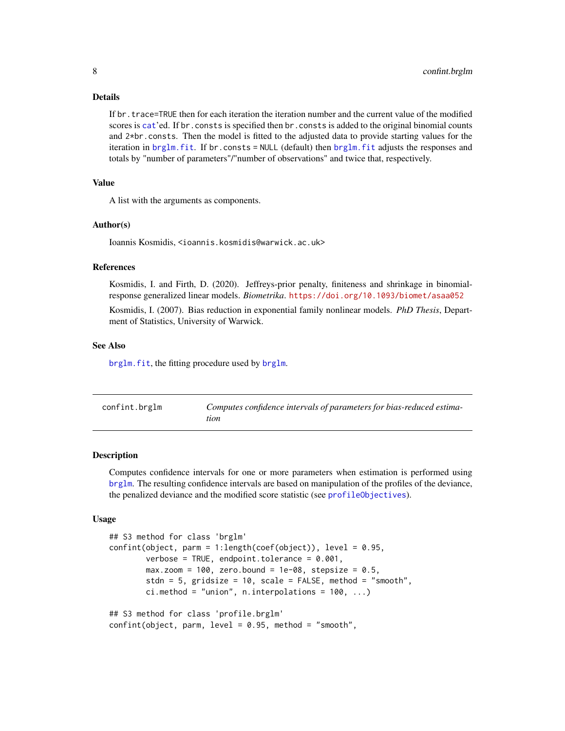## Details

If `br.trace=TRUE` then for each iteration the iteration number and the current value of the modified scores is `cat`'ed. If `br.consts` is specified then `br.consts` is added to the original binomial counts and `2*br.consts`. Then the model is fitted to the adjusted data to provide starting values for the iteration in `brglm.fit`. If `br.consts = NULL` (default) then `brglm.fit` adjusts the responses and totals by "number of parameters"/"number of observations" and twice that, respectively.

## Value

A list with the arguments as components.

## Author(s)

Ioannis Kosmidis, <ioannis.kosmidis@warwick.ac.uk>

## References

Kosmidis, I. and Firth, D. (2020). Jeffreys-prior penalty, finiteness and shrinkage in binomial-response generalized linear models. *Biometrika*. https://doi.org/10.1093/biomet/asaa052

Kosmidis, I. (2007). Bias reduction in exponential family nonlinear models. *PhD Thesis*, Department of Statistics, University of Warwick.

## See Also

`brglm.fit`, the fitting procedure used by `brglm`.

---

# confint.brglm — *Computes confidence intervals of parameters for bias-reduced estimation*

---

## Description

Computes confidence intervals for one or more parameters when estimation is performed using `brglm`. The resulting confidence intervals are based on manipulation of the profiles of the deviance, the penalized deviance and the modified score statistic (see `profileObjectives`).

## Usage

```
## S3 method for class 'brglm'
confint(object, parm = 1:length(coef(object)), level = 0.95,
        verbose = TRUE, endpoint.tolerance = 0.001,
        max.zoom = 100, zero.bound = 1e-08, stepsize = 0.5,
        stdn = 5, gridsize = 10, scale = FALSE, method = "smooth",
        ci.method = "union", n.interpolations = 100, ...)

## S3 method for class 'profile.brglm'
confint(object, parm, level = 0.95, method = "smooth",
```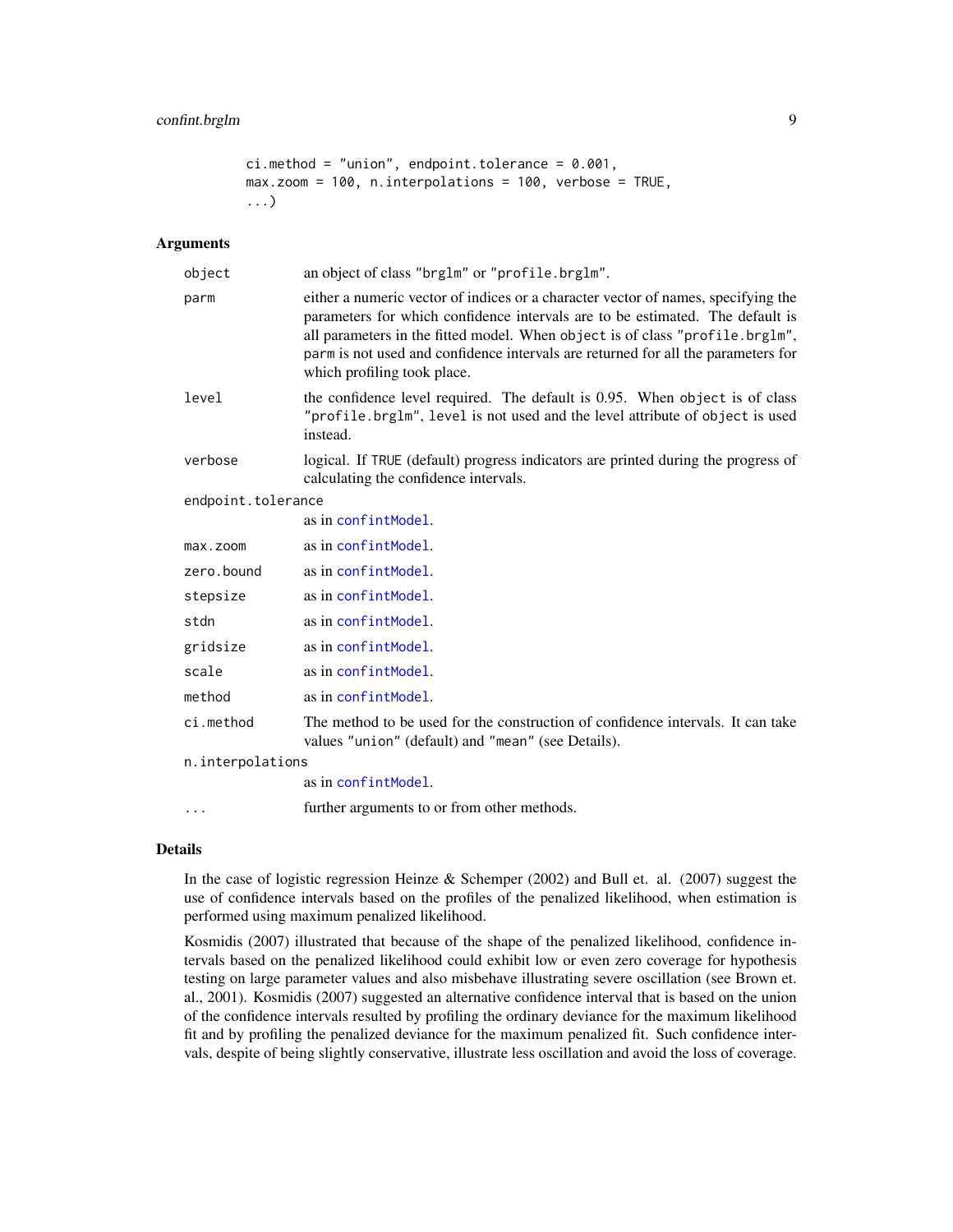```
        ci.method = "union", endpoint.tolerance = 0.001,
        max.zoom = 100, n.interpolations = 100, verbose = TRUE,
        ...)
```

### Arguments

| | |
|---|---|
| `object` | an object of class `"brglm"` or `"profile.brglm"`. |
| `parm` | either a numeric vector of indices or a character vector of names, specifying the parameters for which confidence intervals are to be estimated. The default is all parameters in the fitted model. When `object` is of class `"profile.brglm"`, `parm` is not used and confidence intervals are returned for all the parameters for which profiling took place. |
| `level` | the confidence level required. The default is 0.95. When `object` is of class `"profile.brglm"`, `level` is not used and the level attribute of `object` is used instead. |
| `verbose` | logical. If `TRUE` (default) progress indicators are printed during the progress of calculating the confidence intervals. |
| `endpoint.tolerance` | as in `confintModel`. |
| `max.zoom` | as in `confintModel`. |
| `zero.bound` | as in `confintModel`. |
| `stepsize` | as in `confintModel`. |
| `stdn` | as in `confintModel`. |
| `gridsize` | as in `confintModel`. |
| `scale` | as in `confintModel`. |
| `method` | as in `confintModel`. |
| `ci.method` | The method to be used for the construction of confidence intervals. It can take values `"union"` (default) and `"mean"` (see Details). |
| `n.interpolations` | as in `confintModel`. |
| `...` | further arguments to or from other methods. |

### Details

In the case of logistic regression Heinze & Schemper (2002) and Bull et. al. (2007) suggest the use of confidence intervals based on the profiles of the penalized likelihood, when estimation is performed using maximum penalized likelihood.

Kosmidis (2007) illustrated that because of the shape of the penalized likelihood, confidence intervals based on the penalized likelihood could exhibit low or even zero coverage for hypothesis testing on large parameter values and also misbehave illustrating severe oscillation (see Brown et. al., 2001). Kosmidis (2007) suggested an alternative confidence interval that is based on the union of the confidence intervals resulted by profiling the ordinary deviance for the maximum likelihood fit and by profiling the penalized deviance for the maximum penalized fit. Such confidence intervals, despite of being slightly conservative, illustrate less oscillation and avoid the loss of coverage.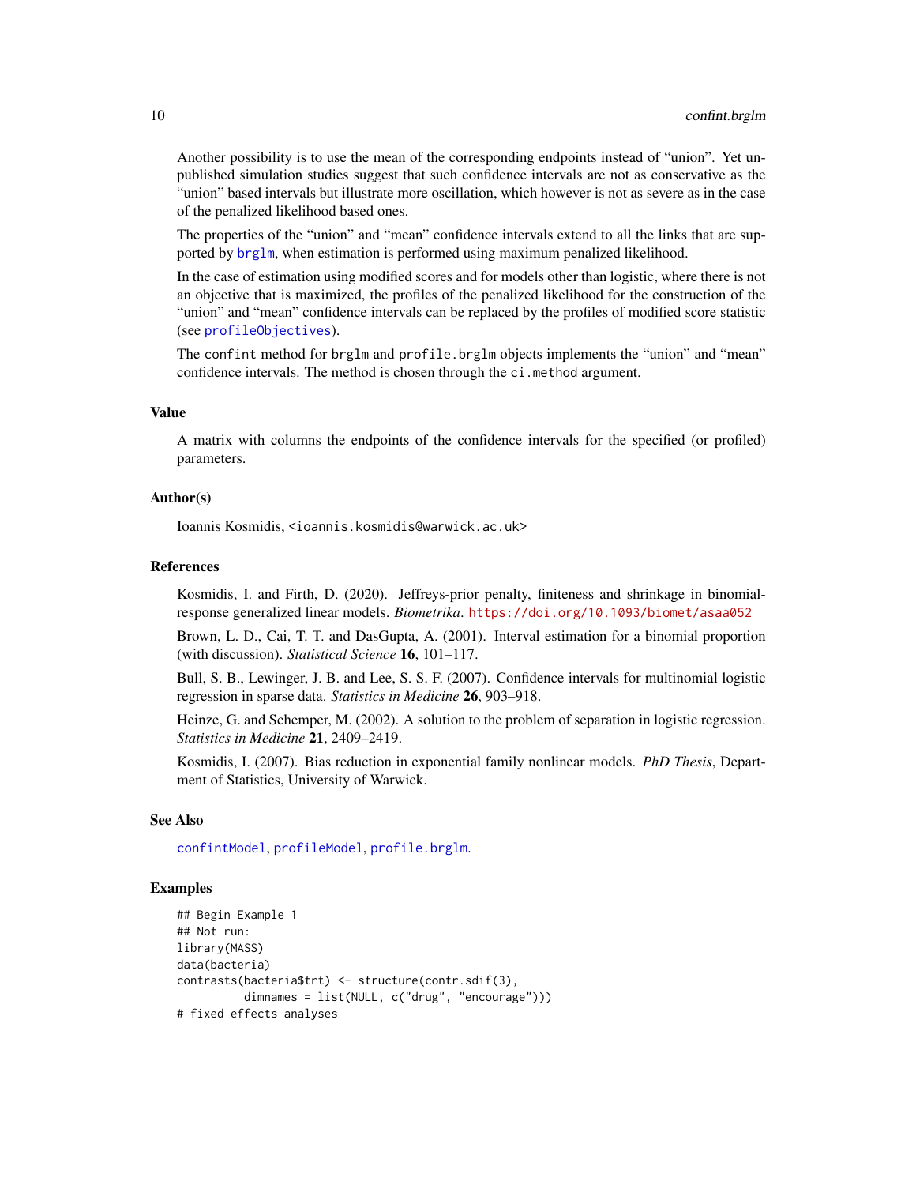Another possibility is to use the mean of the corresponding endpoints instead of "union". Yet unpublished simulation studies suggest that such confidence intervals are not as conservative as the "union" based intervals but illustrate more oscillation, which however is not as severe as in the case of the penalized likelihood based ones.

The properties of the "union" and "mean" confidence intervals extend to all the links that are supported by brglm, when estimation is performed using maximum penalized likelihood.

In the case of estimation using modified scores and for models other than logistic, where there is not an objective that is maximized, the profiles of the penalized likelihood for the construction of the "union" and "mean" confidence intervals can be replaced by the profiles of modified score statistic (see profileObjectives).

The `confint` method for `brglm` and `profile.brglm` objects implements the "union" and "mean" confidence intervals. The method is chosen through the `ci.method` argument.

### Value

A matrix with columns the endpoints of the confidence intervals for the specified (or profiled) parameters.

### Author(s)

Ioannis Kosmidis, <ioannis.kosmidis@warwick.ac.uk>

### References

Kosmidis, I. and Firth, D. (2020). Jeffreys-prior penalty, finiteness and shrinkage in binomial-response generalized linear models. *Biometrika*. https://doi.org/10.1093/biomet/asaa052

Brown, L. D., Cai, T. T. and DasGupta, A. (2001). Interval estimation for a binomial proportion (with discussion). *Statistical Science* **16**, 101–117.

Bull, S. B., Lewinger, J. B. and Lee, S. S. F. (2007). Confidence intervals for multinomial logistic regression in sparse data. *Statistics in Medicine* **26**, 903–918.

Heinze, G. and Schemper, M. (2002). A solution to the problem of separation in logistic regression. *Statistics in Medicine* **21**, 2409–2419.

Kosmidis, I. (2007). Bias reduction in exponential family nonlinear models. *PhD Thesis*, Department of Statistics, University of Warwick.

### See Also

confintModel, profileModel, profile.brglm.

### Examples

```
## Begin Example 1
## Not run:
library(MASS)
data(bacteria)
contrasts(bacteria$trt) <- structure(contr.sdif(3),
          dimnames = list(NULL, c("drug", "encourage")))
# fixed effects analyses
```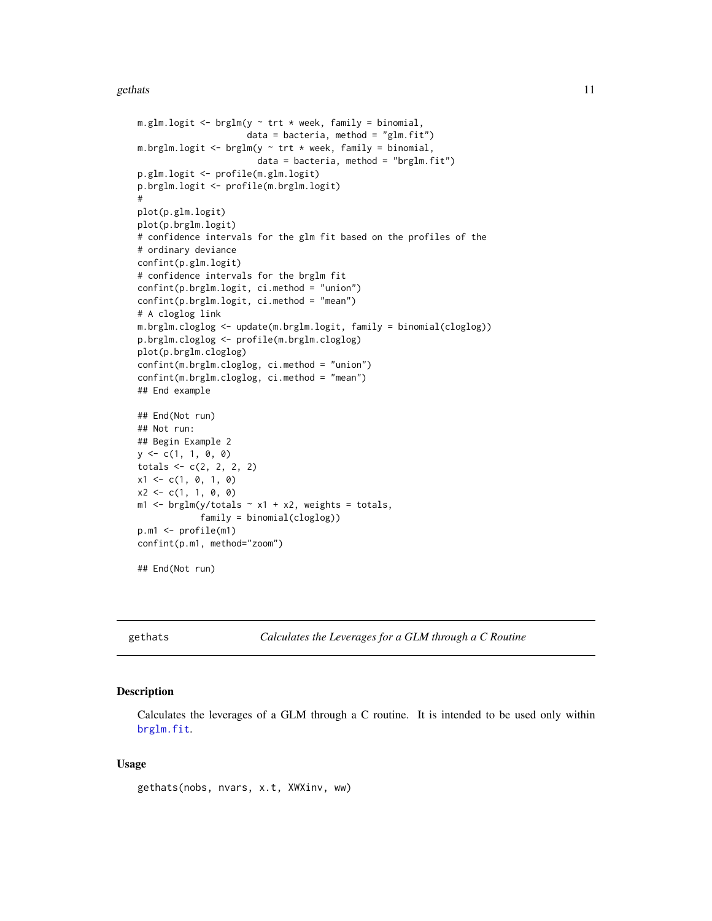```
m.glm.logit <- brglm(y ~ trt * week, family = binomial,
                     data = bacteria, method = "glm.fit")
m.brglm.logit <- brglm(y ~ trt * week, family = binomial,
                       data = bacteria, method = "brglm.fit")
p.glm.logit <- profile(m.glm.logit)
p.brglm.logit <- profile(m.brglm.logit)
#
plot(p.glm.logit)
plot(p.brglm.logit)
# confidence intervals for the glm fit based on the profiles of the
# ordinary deviance
confint(p.glm.logit)
# confidence intervals for the brglm fit
confint(p.brglm.logit, ci.method = "union")
confint(p.brglm.logit, ci.method = "mean")
# A cloglog link
m.brglm.cloglog <- update(m.brglm.logit, family = binomial(cloglog))
p.brglm.cloglog <- profile(m.brglm.cloglog)
plot(p.brglm.cloglog)
confint(m.brglm.cloglog, ci.method = "union")
confint(m.brglm.cloglog, ci.method = "mean")
## End example

## End(Not run)
## Not run:
## Begin Example 2
y <- c(1, 1, 0, 0)
totals <- c(2, 2, 2, 2)
x1 <- c(1, 0, 1, 0)
x2 <- c(1, 1, 0, 0)
m1 <- brglm(y/totals ~ x1 + x2, weights = totals,
            family = binomial(cloglog))
p.m1 <- profile(m1)
confint(p.m1, method="zoom")

## End(Not run)
```

---

gethats — *Calculates the Leverages for a GLM through a C Routine*

---

### Description

Calculates the leverages of a GLM through a C routine. It is intended to be used only within `brglm.fit`.

### Usage

```
gethats(nobs, nvars, x.t, XWXinv, ww)
```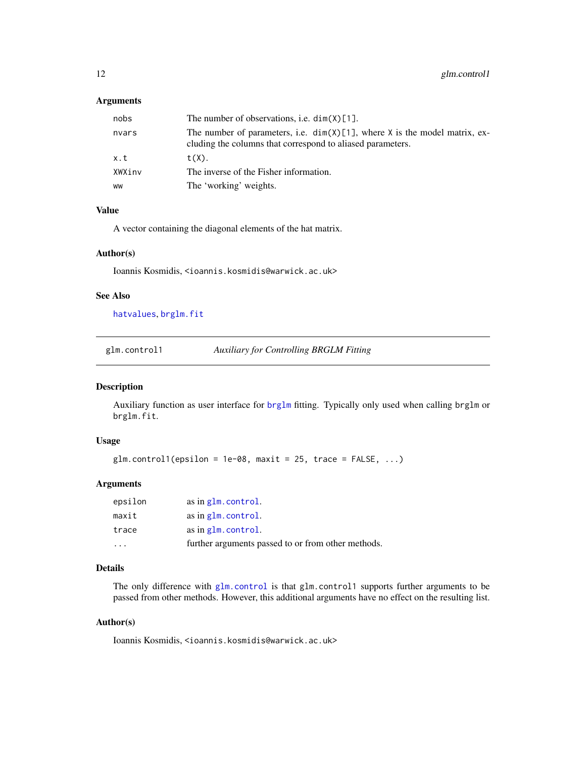### Arguments

| | |
|---|---|
| `nobs` | The number of observations, i.e. `dim(X)[1]`. |
| `nvars` | The number of parameters, i.e. `dim(X)[1]`, where `X` is the model matrix, excluding the columns that correspond to aliased parameters. |
| `x.t` | `t(X)`. |
| `XWXinv` | The inverse of the Fisher information. |
| `ww` | The 'working' weights. |

### Value

A vector containing the diagonal elements of the hat matrix.

### Author(s)

Ioannis Kosmidis, `<ioannis.kosmidis@warwick.ac.uk>`

### See Also

`hatvalues`, `brglm.fit`

---

## glm.control1 — *Auxiliary for Controlling BRGLM Fitting*

---

### Description

Auxiliary function as user interface for `brglm` fitting. Typically only used when calling `brglm` or `brglm.fit`.

### Usage

```
glm.control1(epsilon = 1e-08, maxit = 25, trace = FALSE, ...)
```

### Arguments

| | |
|---|---|
| `epsilon` | as in `glm.control`. |
| `maxit` | as in `glm.control`. |
| `trace` | as in `glm.control`. |
| `...` | further arguments passed to or from other methods. |

### Details

The only difference with `glm.control` is that `glm.control1` supports further arguments to be passed from other methods. However, this additional arguments have no effect on the resulting list.

### Author(s)

Ioannis Kosmidis, `<ioannis.kosmidis@warwick.ac.uk>`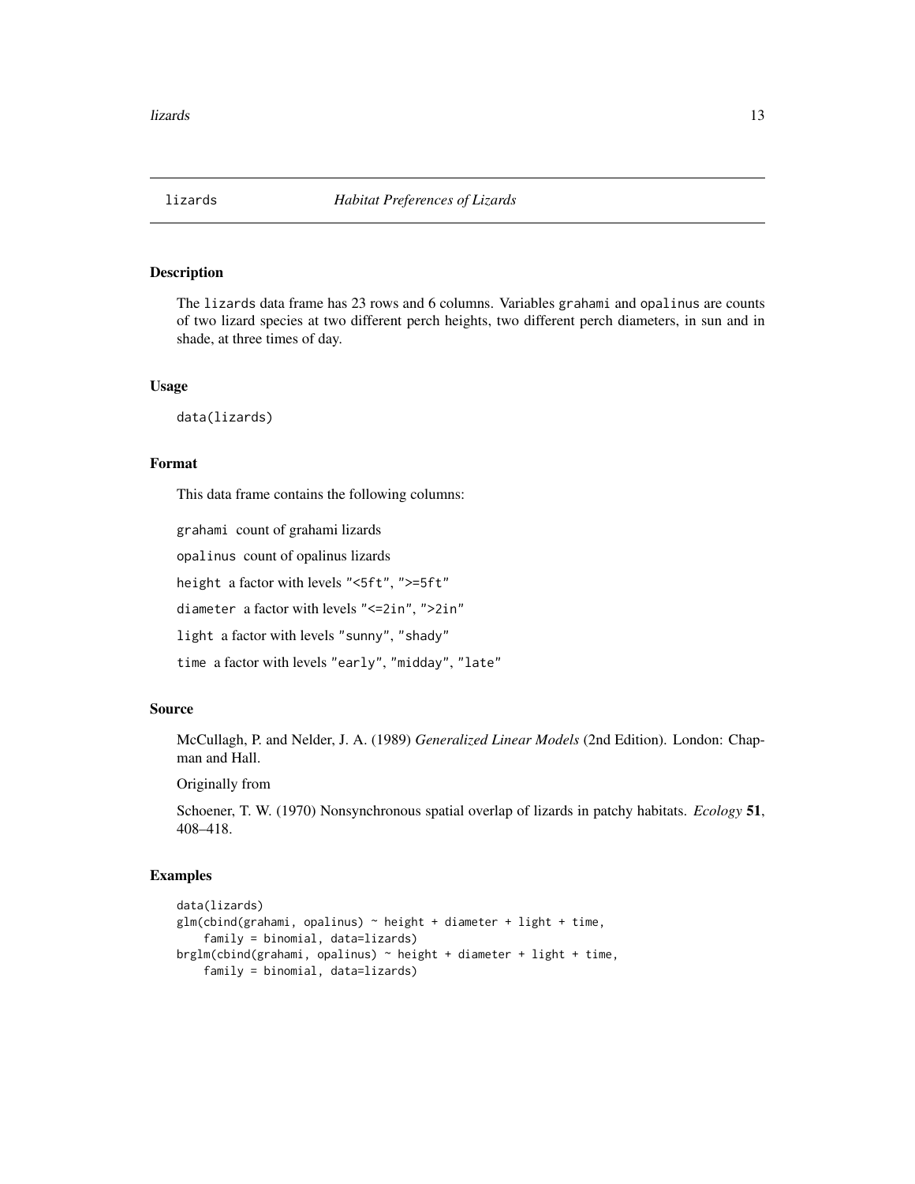# lizards — *Habitat Preferences of Lizards*

## Description

The `lizards` data frame has 23 rows and 6 columns. Variables `grahami` and `opalinus` are counts of two lizard species at two different perch heights, two different perch diameters, in sun and in shade, at three times of day.

## Usage

```
data(lizards)
```

## Format

This data frame contains the following columns:

`grahami` count of grahami lizards

`opalinus` count of opalinus lizards

`height` a factor with levels `"<5ft"`, `">=5ft"`

`diameter` a factor with levels `"<=2in"`, `">2in"`

`light` a factor with levels `"sunny"`, `"shady"`

`time` a factor with levels `"early"`, `"midday"`, `"late"`

## Source

McCullagh, P. and Nelder, J. A. (1989) *Generalized Linear Models* (2nd Edition). London: Chapman and Hall.

Originally from

Schoener, T. W. (1970) Nonsynchronous spatial overlap of lizards in patchy habitats. *Ecology* **51**, 408–418.

## Examples

```
data(lizards)
glm(cbind(grahami, opalinus) ~ height + diameter + light + time,
    family = binomial, data=lizards)
brglm(cbind(grahami, opalinus) ~ height + diameter + light + time,
    family = binomial, data=lizards)
```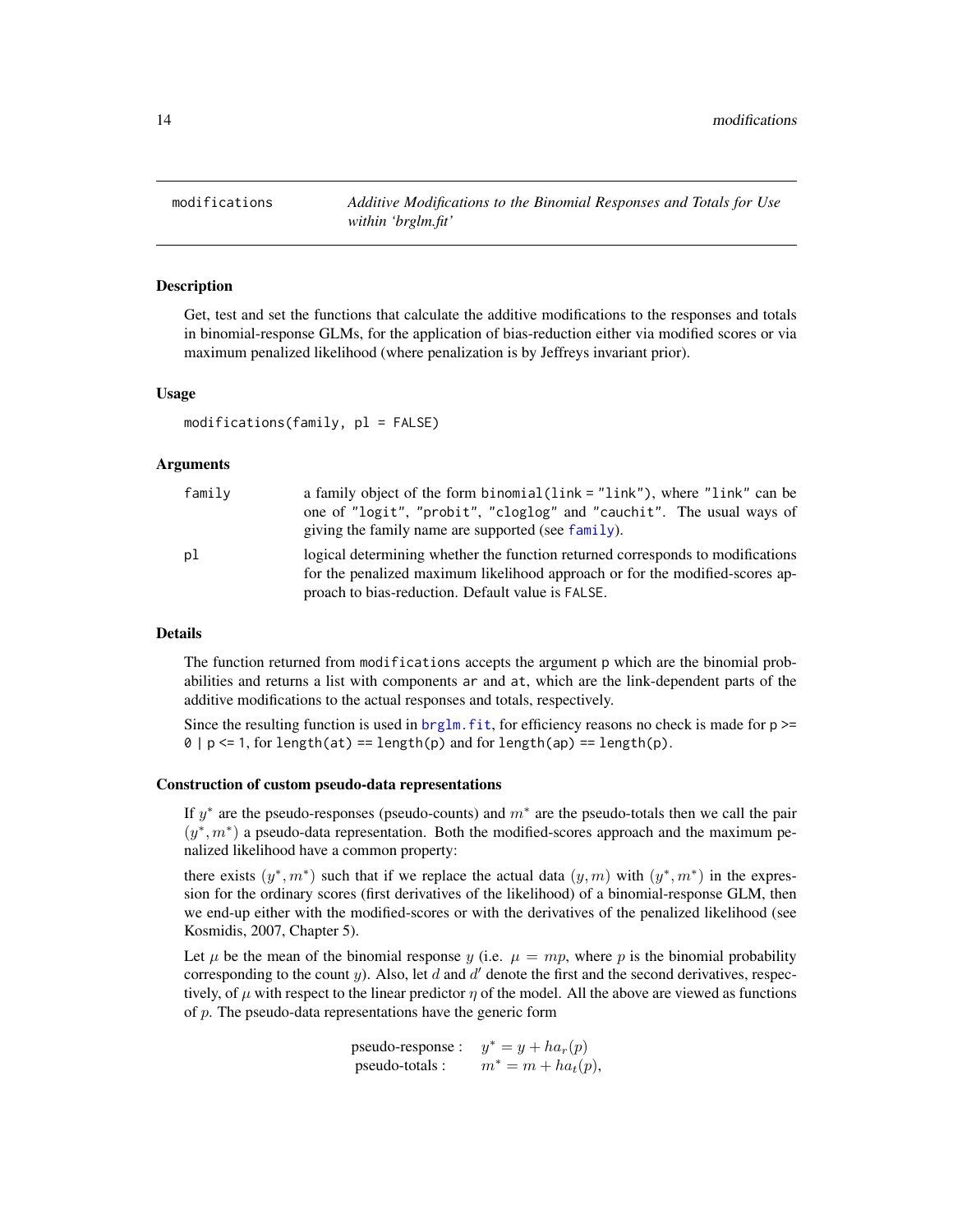| modifications | *Additive Modifications to the Binomial Responses and Totals for Use within 'brglm.fit'* |
|---|---|

## Description

Get, test and set the functions that calculate the additive modifications to the responses and totals in binomial-response GLMs, for the application of bias-reduction either via modified scores or via maximum penalized likelihood (where penalization is by Jeffreys invariant prior).

## Usage

```
modifications(family, pl = FALSE)
```

## Arguments

| | |
|---|---|
| family | a family object of the form `binomial(link = "link")`, where `"link"` can be one of `"logit"`, `"probit"`, `"cloglog"` and `"cauchit"`. The usual ways of giving the family name are supported (see `family`). |
| pl | logical determining whether the function returned corresponds to modifications for the penalized maximum likelihood approach or for the modified-scores approach to bias-reduction. Default value is `FALSE`. |

## Details

The function returned from `modifications` accepts the argument `p` which are the binomial probabilities and returns a list with components `ar` and `at`, which are the link-dependent parts of the additive modifications to the actual responses and totals, respectively.

Since the resulting function is used in `brglm.fit`, for efficiency reasons no check is made for `p >= 0 | p <= 1`, for `length(at) == length(p)` and for `length(ap) == length(p)`.

### Construction of custom pseudo-data representations

If $y^*$ are the pseudo-responses (pseudo-counts) and $m^*$ are the pseudo-totals then we call the pair $(y^*, m^*)$ a pseudo-data representation. Both the modified-scores approach and the maximum penalized likelihood have a common property:

there exists $(y^*, m^*)$ such that if we replace the actual data $(y, m)$ with $(y^*, m^*)$ in the expression for the ordinary scores (first derivatives of the likelihood) of a binomial-response GLM, then we end-up either with the modified-scores or with the derivatives of the penalized likelihood (see Kosmidis, 2007, Chapter 5).

Let $\mu$ be the mean of the binomial response $y$ (i.e. $\mu = mp$, where $p$ is the binomial probability corresponding to the count $y$). Also, let $d$ and $d'$ denote the first and the second derivatives, respectively, of $\mu$ with respect to the linear predictor $\eta$ of the model. All the above are viewed as functions of $p$. The pseudo-data representations have the generic form

$$\begin{aligned} \text{pseudo-response :} \quad & y^* = y + h a_r(p) \\ \text{pseudo-totals :} \quad & m^* = m + h a_t(p), \end{aligned}$$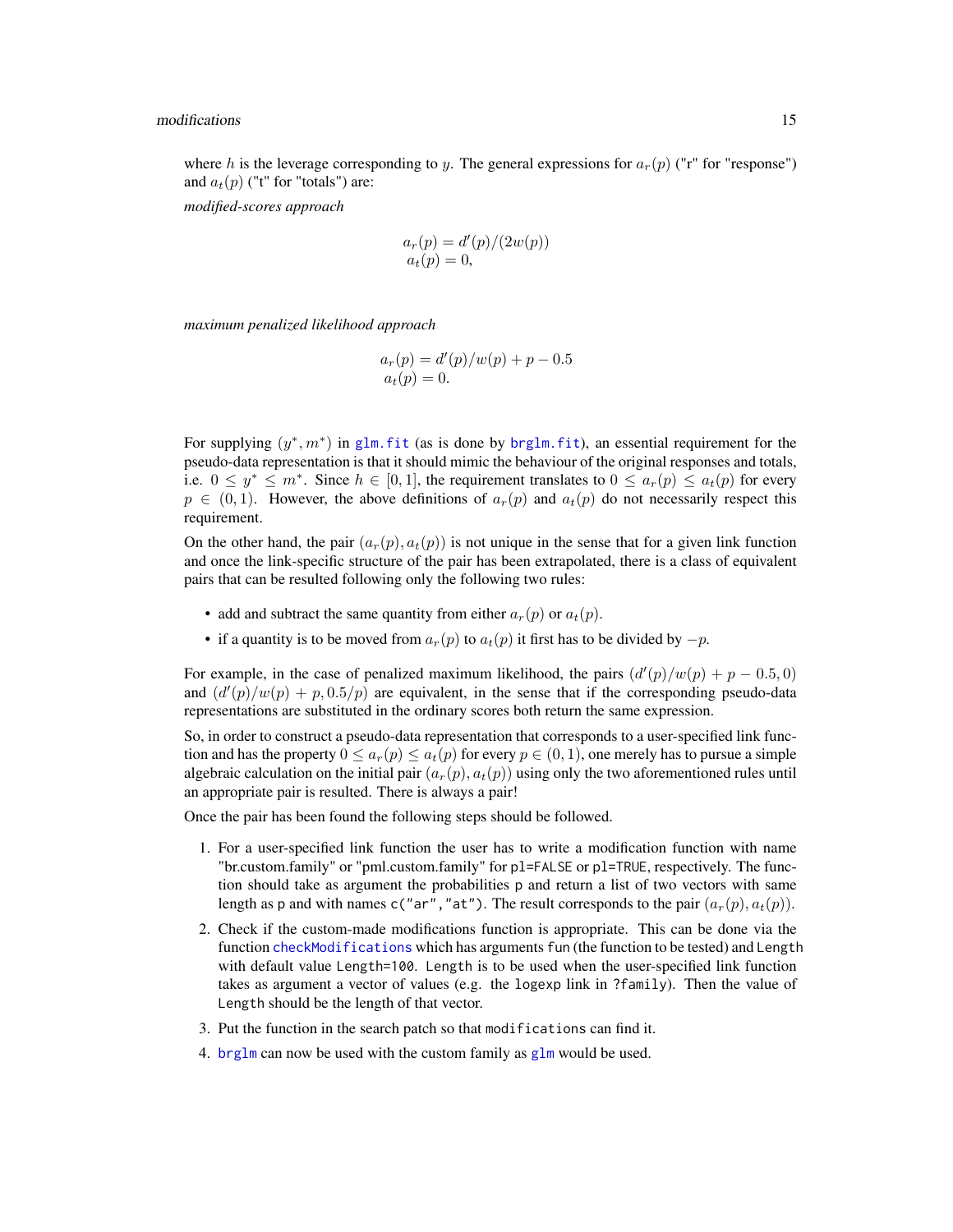where $h$ is the leverage corresponding to $y$. The general expressions for $a_r(p)$ ("r" for "response") and $a_t(p)$ ("t" for "totals") are:

*modified-scores approach*

$$
\begin{aligned}
a_r(p) &= d'(p)/(2w(p)) \\
a_t(p) &= 0,
\end{aligned}
$$

*maximum penalized likelihood approach*

$$
\begin{aligned}
a_r(p) &= d'(p)/w(p) + p - 0.5 \\
a_t(p) &= 0.
\end{aligned}
$$

For supplying $(y^*, m^*)$ in `glm.fit` (as is done by `brglm.fit`), an essential requirement for the pseudo-data representation is that it should mimic the behaviour of the original responses and totals, i.e. $0 \leq y^* \leq m^*$. Since $h \in [0, 1]$, the requirement translates to $0 \leq a_r(p) \leq a_t(p)$ for every $p \in (0, 1)$. However, the above definitions of $a_r(p)$ and $a_t(p)$ do not necessarily respect this requirement.

On the other hand, the pair $(a_r(p), a_t(p))$ is not unique in the sense that for a given link function and once the link-specific structure of the pair has been extrapolated, there is a class of equivalent pairs that can be resulted following only the following two rules:

- add and subtract the same quantity from either $a_r(p)$ or $a_t(p)$.
- if a quantity is to be moved from $a_r(p)$ to $a_t(p)$ it first has to be divided by $-p$.

For example, in the case of penalized maximum likelihood, the pairs $(d'(p)/w(p) + p - 0.5, 0)$ and $(d'(p)/w(p) + p, 0.5/p)$ are equivalent, in the sense that if the corresponding pseudo-data representations are substituted in the ordinary scores both return the same expression.

So, in order to construct a pseudo-data representation that corresponds to a user-specified link function and has the property $0 \leq a_r(p) \leq a_t(p)$ for every $p \in (0, 1)$, one merely has to pursue a simple algebraic calculation on the initial pair $(a_r(p), a_t(p))$ using only the two aforementioned rules until an appropriate pair is resulted. There is always a pair!

Once the pair has been found the following steps should be followed.

1. For a user-specified link function the user has to write a modification function with name "br.custom.family" or "pml.custom.family" for `pl=FALSE` or `pl=TRUE`, respectively. The function should take as argument the probabilities `p` and return a list of two vectors with same length as `p` and with names `c("ar","at")`. The result corresponds to the pair $(a_r(p), a_t(p))$.
2. Check if the custom-made modifications function is appropriate. This can be done via the function `checkModifications` which has arguments `fun` (the function to be tested) and `Length` with default value `Length=100`. `Length` is to be used when the user-specified link function takes as argument a vector of values (e.g. the `logexp` link in `?family`). Then the value of `Length` should be the length of that vector.
3. Put the function in the search patch so that `modifications` can find it.
4. `brglm` can now be used with the custom family as `glm` would be used.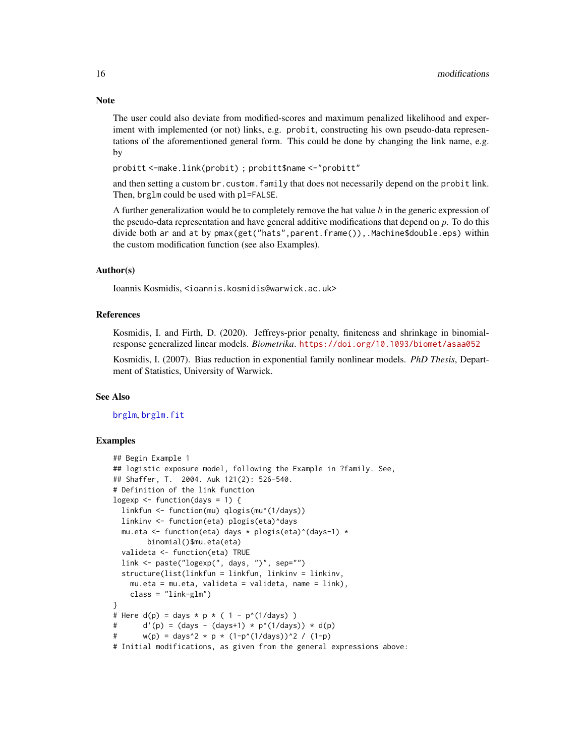### Note

The user could also deviate from modified-scores and maximum penalized likelihood and experiment with implemented (or not) links, e.g. `probit`, constructing his own pseudo-data representations of the aforementioned general form. This could be done by changing the link name, e.g. by

`probitt <-make.link(probit) ; probitt$name <-"probitt"`

and then setting a custom `br.custom.family` that does not necessarily depend on the `probit` link. Then, `brglm` could be used with `pl=FALSE`.

A further generalization would be to completely remove the hat value $h$ in the generic expression of the pseudo-data representation and have general additive modifications that depend on $p$. To do this divide both `ar` and `at` by `pmax(get("hats",parent.frame()),.Machine$double.eps)` within the custom modification function (see also Examples).

### Author(s)

Ioannis Kosmidis, <ioannis.kosmidis@warwick.ac.uk>

### References

Kosmidis, I. and Firth, D. (2020). Jeffreys-prior penalty, finiteness and shrinkage in binomial-response generalized linear models. *Biometrika*. https://doi.org/10.1093/biomet/asaa052

Kosmidis, I. (2007). Bias reduction in exponential family nonlinear models. *PhD Thesis*, Department of Statistics, University of Warwick.

### See Also

brglm, brglm.fit

### Examples

```
## Begin Example 1
## logistic exposure model, following the Example in ?family. See,
## Shaffer, T.  2004. Auk 121(2): 526-540.
# Definition of the link function
logexp <- function(days = 1) {
  linkfun <- function(mu) qlogis(mu^(1/days))
  linkinv <- function(eta) plogis(eta)^days
  mu.eta <- function(eta) days * plogis(eta)^(days-1) *
        binomial()$mu.eta(eta)
  valideta <- function(eta) TRUE
  link <- paste("logexp(", days, ")", sep="")
  structure(list(linkfun = linkfun, linkinv = linkinv,
    mu.eta = mu.eta, valideta = valideta, name = link),
    class = "link-glm")
}
# Here d(p) = days * p * ( 1 - p^(1/days) )
#      d'(p) = (days - (days+1) * p^(1/days)) * d(p)
#      w(p) = days^2 * p * (1-p^(1/days))^2 / (1-p)
# Initial modifications, as given from the general expressions above:
```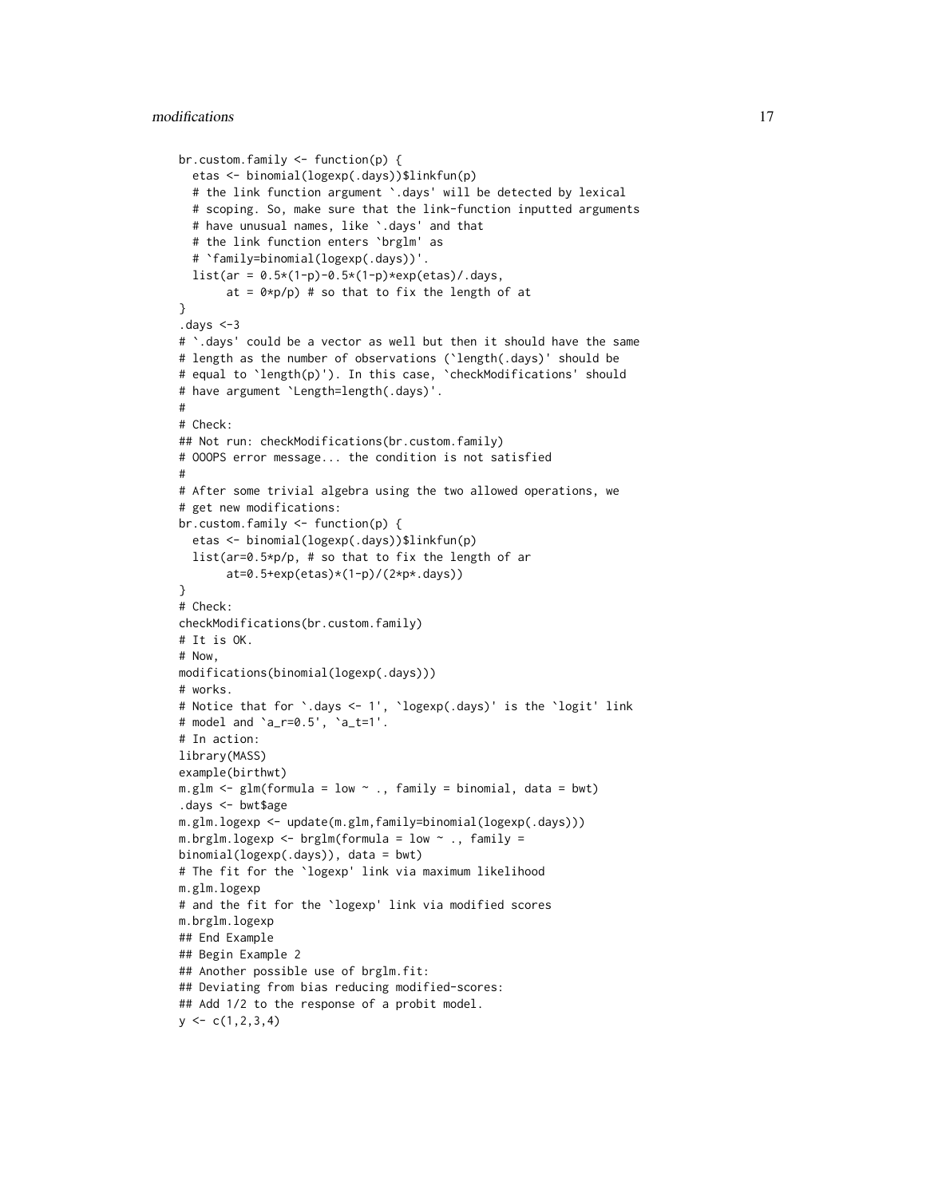```
br.custom.family <- function(p) {
  etas <- binomial(logexp(.days))$linkfun(p)
  # the link function argument `.days' will be detected by lexical
  # scoping. So, make sure that the link-function inputted arguments
  # have unusual names, like `.days' and that
  # the link function enters `brglm' as
  # `family=binomial(logexp(.days))'.
  list(ar = 0.5*(1-p)-0.5*(1-p)*exp(etas)/.days,
       at = 0*p/p) # so that to fix the length of at
}
.days <-3
# `.days' could be a vector as well but then it should have the same
# length as the number of observations (`length(.days)' should be
# equal to `length(p)'). In this case, `checkModifications' should
# have argument `Length=length(.days)'.
#
# Check:
## Not run: checkModifications(br.custom.family)
# OOOPS error message... the condition is not satisfied
#
# After some trivial algebra using the two allowed operations, we
# get new modifications:
br.custom.family <- function(p) {
  etas <- binomial(logexp(.days))$linkfun(p)
  list(ar=0.5*p/p, # so that to fix the length of ar
       at=0.5+exp(etas)*(1-p)/(2*p*.days))
}
# Check:
checkModifications(br.custom.family)
# It is OK.
# Now,
modifications(binomial(logexp(.days)))
# works.
# Notice that for `.days <- 1', `logexp(.days)' is the `logit' link
# model and `a_r=0.5', `a_t=1'.
# In action:
library(MASS)
example(birthwt)
m.glm <- glm(formula = low ~ ., family = binomial, data = bwt)
.days <- bwt$age
m.glm.logexp <- update(m.glm,family=binomial(logexp(.days)))
m.brglm.logexp <- brglm(formula = low ~ ., family =
binomial(logexp(.days)), data = bwt)
# The fit for the `logexp' link via maximum likelihood
m.glm.logexp
# and the fit for the `logexp' link via modified scores
m.brglm.logexp
## End Example
## Begin Example 2
## Another possible use of brglm.fit:
## Deviating from bias reducing modified-scores:
## Add 1/2 to the response of a probit model.
y <- c(1,2,3,4)
```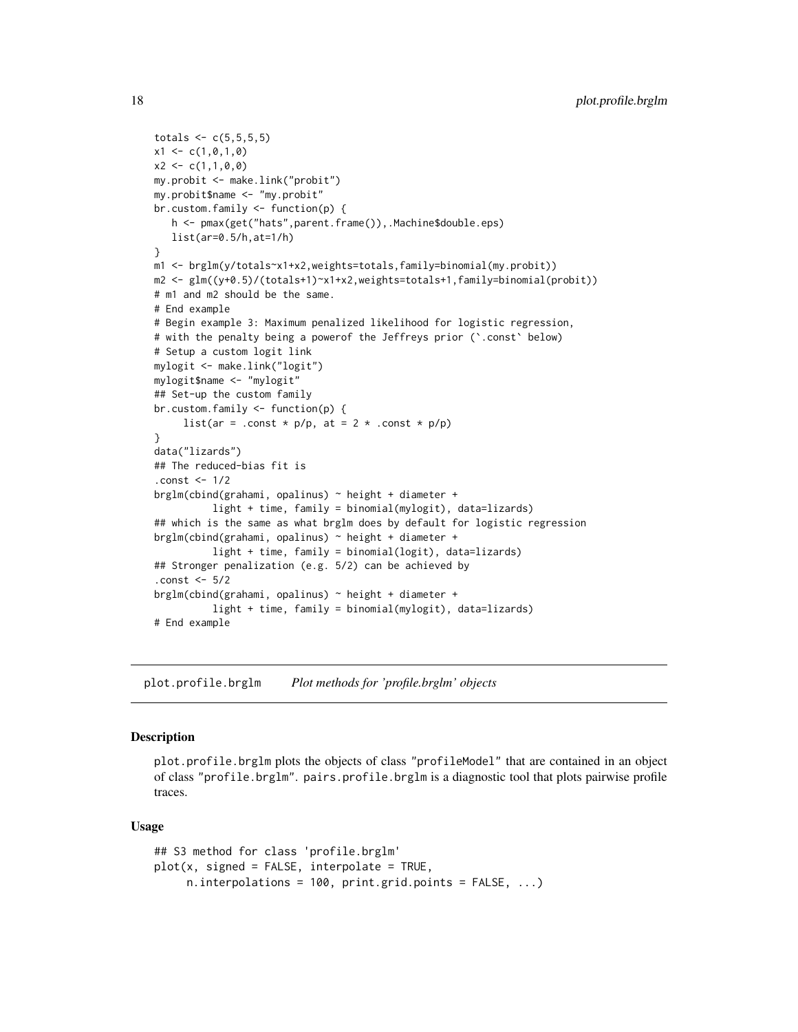```
totals <- c(5,5,5,5)
x1 <- c(1,0,1,0)
x2 <- c(1,1,0,0)
my.probit <- make.link("probit")
my.probit$name <- "my.probit"
br.custom.family <- function(p) {
   h <- pmax(get("hats",parent.frame()),.Machine$double.eps)
   list(ar=0.5/h,at=1/h)
}
m1 <- brglm(y/totals~x1+x2,weights=totals,family=binomial(my.probit))
m2 <- glm((y+0.5)/(totals+1)~x1+x2,weights=totals+1,family=binomial(probit))
# m1 and m2 should be the same.
# End example
# Begin example 3: Maximum penalized likelihood for logistic regression,
# with the penalty being a powerof the Jeffreys prior (`.const` below)
# Setup a custom logit link
mylogit <- make.link("logit")
mylogit$name <- "mylogit"
## Set-up the custom family
br.custom.family <- function(p) {
     list(ar = .const * p/p, at = 2 * .const * p/p)
}
data("lizards")
## The reduced-bias fit is
.const <- 1/2
brglm(cbind(grahami, opalinus) ~ height + diameter +
          light + time, family = binomial(mylogit), data=lizards)
## which is the same as what brglm does by default for logistic regression
brglm(cbind(grahami, opalinus) ~ height + diameter +
          light + time, family = binomial(logit), data=lizards)
## Stronger penalization (e.g. 5/2) can be achieved by
.const <- 5/2
brglm(cbind(grahami, opalinus) ~ height + diameter +
          light + time, family = binomial(mylogit), data=lizards)
# End example
```

## plot.profile.brglm *Plot methods for 'profile.brglm' objects*

### Description

plot.profile.brglm plots the objects of class "profileModel" that are contained in an object of class "profile.brglm". pairs.profile.brglm is a diagnostic tool that plots pairwise profile traces.

### Usage

```
## S3 method for class 'profile.brglm'
plot(x, signed = FALSE, interpolate = TRUE,
     n.interpolations = 100, print.grid.points = FALSE, ...)
```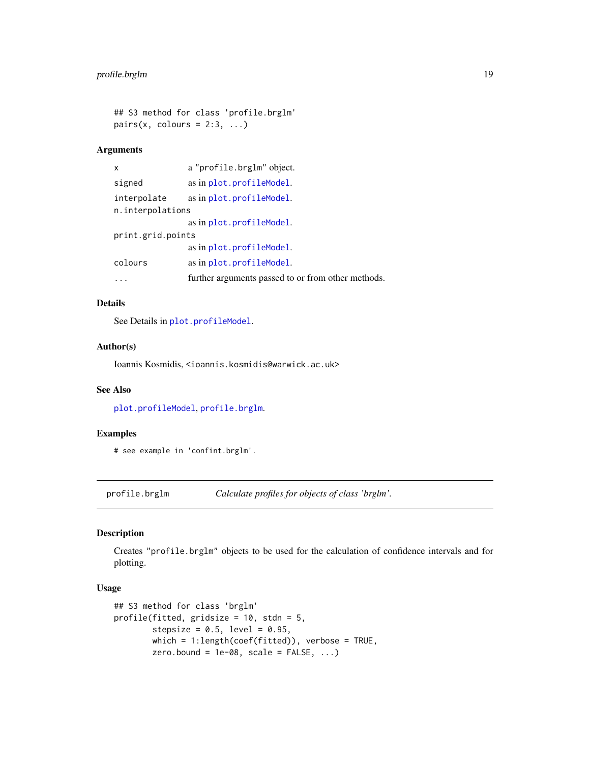```
## S3 method for class 'profile.brglm'
pairs(x, colours = 2:3, ...)
```

### Arguments

| | |
|---|---|
| x | a "profile.brglm" object. |
| signed | as in plot.profileModel. |
| interpolate | as in plot.profileModel. |
| n.interpolations | as in plot.profileModel. |
| print.grid.points | as in plot.profileModel. |
| colours | as in plot.profileModel. |
| ... | further arguments passed to or from other methods. |

### Details

See Details in plot.profileModel.

### Author(s)

Ioannis Kosmidis, <ioannis.kosmidis@warwick.ac.uk>

### See Also

plot.profileModel, profile.brglm.

### Examples

```
# see example in 'confint.brglm'.
```

---

## profile.brglm — *Calculate profiles for objects of class 'brglm'.*

### Description

Creates "profile.brglm" objects to be used for the calculation of confidence intervals and for plotting.

### Usage

```
## S3 method for class 'brglm'
profile(fitted, gridsize = 10, stdn = 5,
        stepsize = 0.5, level = 0.95,
        which = 1:length(coef(fitted)), verbose = TRUE,
        zero.bound = 1e-08, scale = FALSE, ...)
```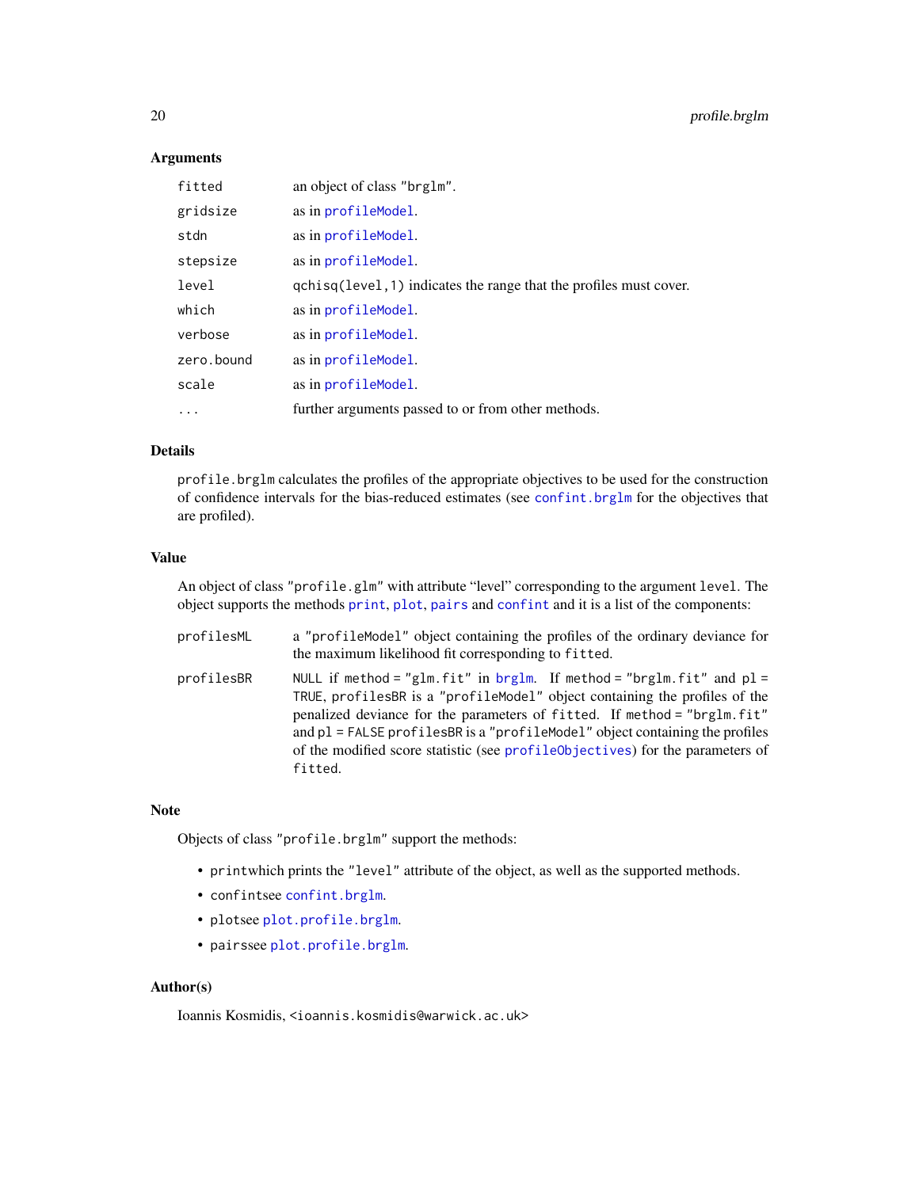### Arguments

| | |
|---|---|
| `fitted` | an object of class `"brglm"`. |
| `gridsize` | as in `profileModel`. |
| `stdn` | as in `profileModel`. |
| `stepsize` | as in `profileModel`. |
| `level` | `qchisq(level,1)` indicates the range that the profiles must cover. |
| `which` | as in `profileModel`. |
| `verbose` | as in `profileModel`. |
| `zero.bound` | as in `profileModel`. |
| `scale` | as in `profileModel`. |
| `...` | further arguments passed to or from other methods. |

### Details

`profile.brglm` calculates the profiles of the appropriate objectives to be used for the construction of confidence intervals for the bias-reduced estimates (see `confint.brglm` for the objectives that are profiled).

### Value

An object of class `"profile.glm"` with attribute "level" corresponding to the argument `level`. The object supports the methods `print`, `plot`, `pairs` and `confint` and it is a list of the components:

| | |
|---|---|
| `profilesML` | a `"profileModel"` object containing the profiles of the ordinary deviance for the maximum likelihood fit corresponding to `fitted`. |
| `profilesBR` | `NULL` if `method = "glm.fit"` in `brglm`. If `method = "brglm.fit"` and `pl = TRUE`, `profilesBR` is a `"profileModel"` object containing the profiles of the penalized deviance for the parameters of `fitted`. If `method = "brglm.fit"` and `pl = FALSE` `profilesBR` is a `"profileModel"` object containing the profiles of the modified score statistic (see `profileObjectives`) for the parameters of `fitted`. |

### Note

Objects of class `"profile.brglm"` support the methods:

- `print`which prints the `"level"` attribute of the object, as well as the supported methods.
- `confint`see `confint.brglm`.
- `plot`see `plot.profile.brglm`.
- `pairs`see `plot.profile.brglm`.

### Author(s)

Ioannis Kosmidis, `<ioannis.kosmidis@warwick.ac.uk>`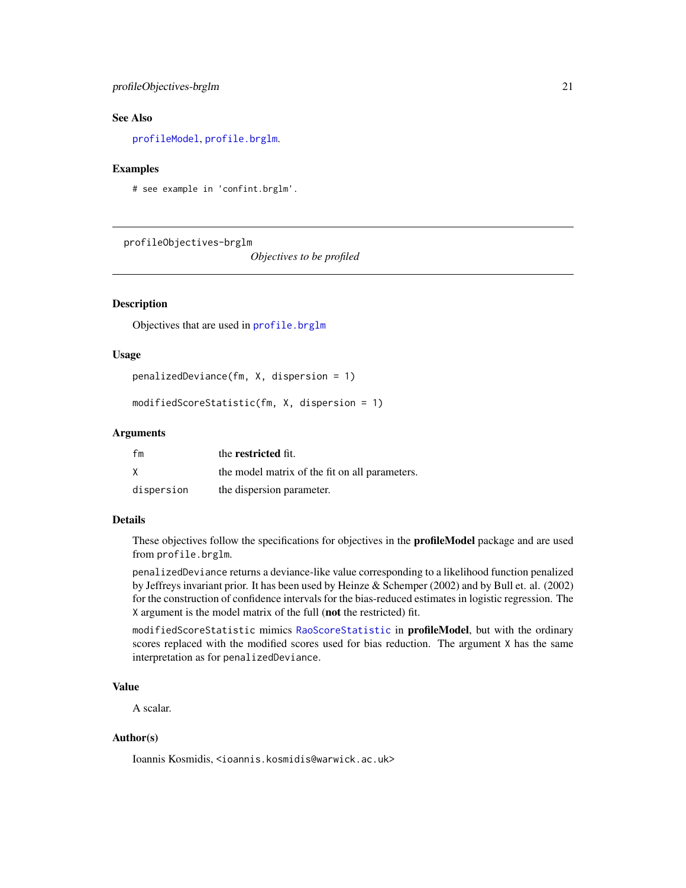## See Also

`profileModel`, `profile.brglm`.

## Examples

```
# see example in 'confint.brglm'.
```

---

# profileObjectives-brglm

*Objectives to be profiled*

---

## Description

Objectives that are used in `profile.brglm`

## Usage

```
penalizedDeviance(fm, X, dispersion = 1)

modifiedScoreStatistic(fm, X, dispersion = 1)
```

## Arguments

| | |
|---|---|
| `fm` | the **restricted** fit. |
| `X` | the model matrix of the fit on all parameters. |
| `dispersion` | the dispersion parameter. |

## Details

These objectives follow the specifications for objectives in the **profileModel** package and are used from `profile.brglm`.

`penalizedDeviance` returns a deviance-like value corresponding to a likelihood function penalized by Jeffreys invariant prior. It has been used by Heinze & Schemper (2002) and by Bull et. al. (2002) for the construction of confidence intervals for the bias-reduced estimates in logistic regression. The `X` argument is the model matrix of the full (**not** the restricted) fit.

`modifiedScoreStatistic` mimics `RaoScoreStatistic` in **profileModel**, but with the ordinary scores replaced with the modified scores used for bias reduction. The argument `X` has the same interpretation as for `penalizedDeviance`.

## Value

A scalar.

## Author(s)

Ioannis Kosmidis, `<ioannis.kosmidis@warwick.ac.uk>`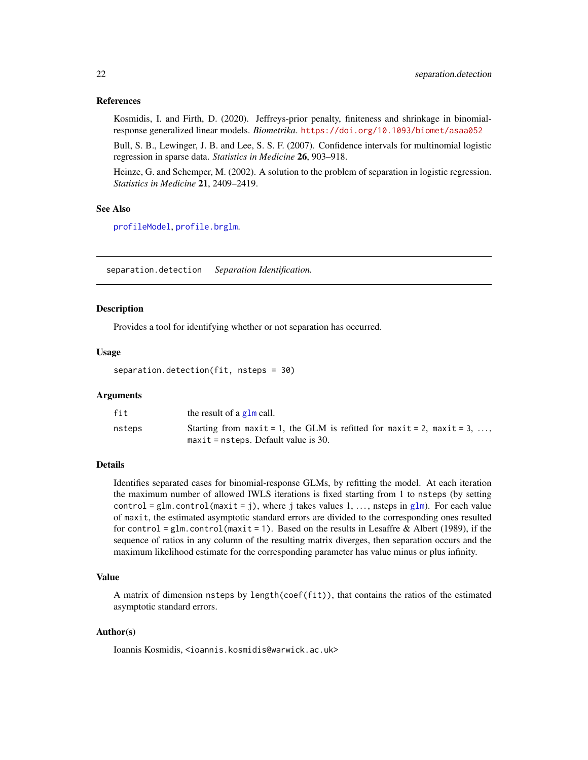### References

Kosmidis, I. and Firth, D. (2020). Jeffreys-prior penalty, finiteness and shrinkage in binomial-response generalized linear models. *Biometrika*. https://doi.org/10.1093/biomet/asaa052

Bull, S. B., Lewinger, J. B. and Lee, S. S. F. (2007). Confidence intervals for multinomial logistic regression in sparse data. *Statistics in Medicine* **26**, 903–918.

Heinze, G. and Schemper, M. (2002). A solution to the problem of separation in logistic regression. *Statistics in Medicine* **21**, 2409–2419.

### See Also

profileModel, profile.brglm.

---

## separation.detection    *Separation Identification.*

---

### Description

Provides a tool for identifying whether or not separation has occurred.

### Usage

```
separation.detection(fit, nsteps = 30)
```

### Arguments

| | |
|---|---|
| fit | the result of a glm call. |
| nsteps | Starting from maxit = 1, the GLM is refitted for maxit = 2, maxit = 3, ..., maxit = nsteps. Default value is 30. |

### Details

Identifies separated cases for binomial-response GLMs, by refitting the model. At each iteration the maximum number of allowed IWLS iterations is fixed starting from 1 to nsteps (by setting control = glm.control(maxit = j), where j takes values 1, ..., nsteps in glm). For each value of maxit, the estimated asymptotic standard errors are divided to the corresponding ones resulted for control = glm.control(maxit = 1). Based on the results in Lesaffre & Albert (1989), if the sequence of ratios in any column of the resulting matrix diverges, then separation occurs and the maximum likelihood estimate for the corresponding parameter has value minus or plus infinity.

### Value

A matrix of dimension nsteps by length(coef(fit)), that contains the ratios of the estimated asymptotic standard errors.

### Author(s)

Ioannis Kosmidis, <ioannis.kosmidis@warwick.ac.uk>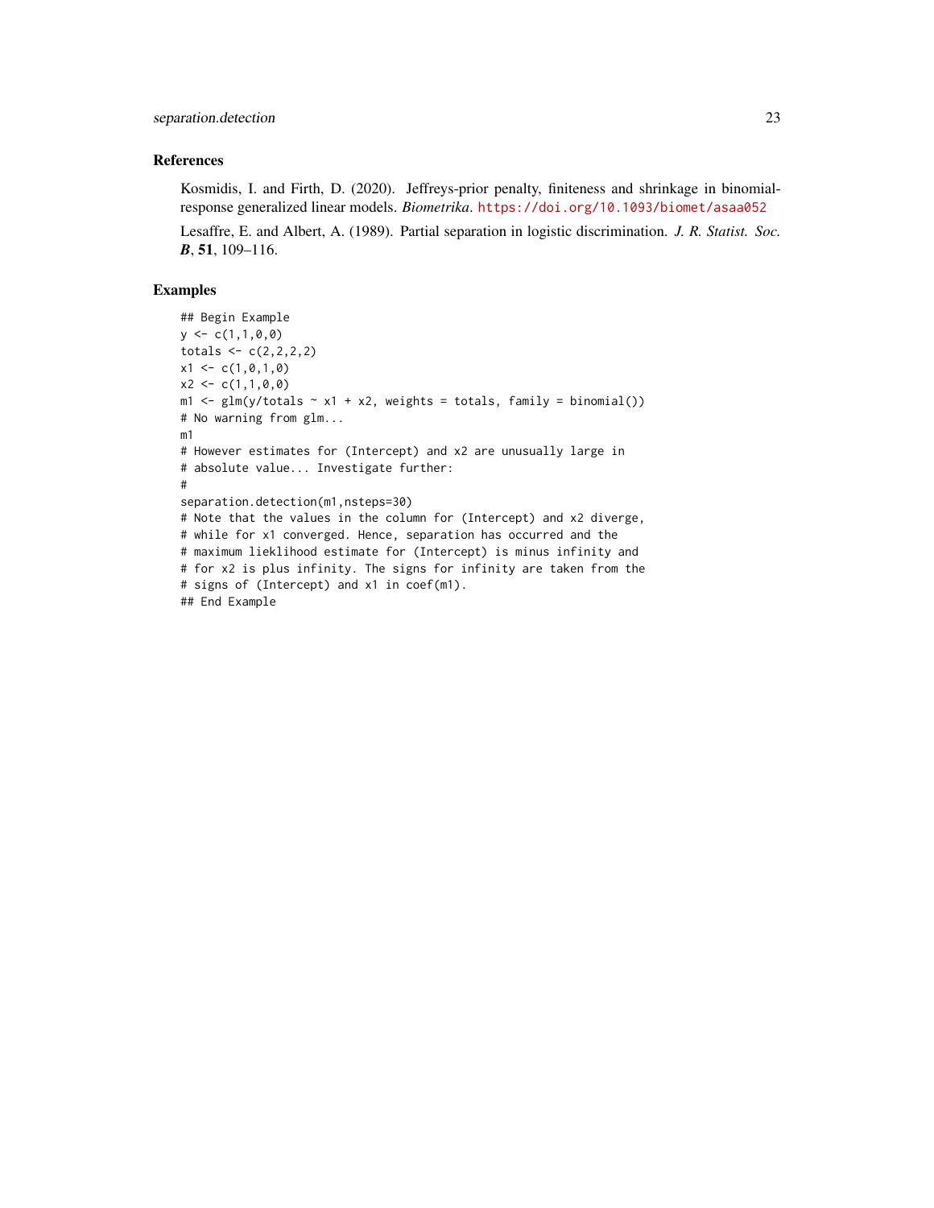## References

Kosmidis, I. and Firth, D. (2020). Jeffreys-prior penalty, finiteness and shrinkage in binomial-response generalized linear models. *Biometrika*. https://doi.org/10.1093/biomet/asaa052

Lesaffre, E. and Albert, A. (1989). Partial separation in logistic discrimination. *J. R. Statist. Soc.* ***B***, **51**, 109–116.

## Examples

```
## Begin Example
y <- c(1,1,0,0)
totals <- c(2,2,2,2)
x1 <- c(1,0,1,0)
x2 <- c(1,1,0,0)
m1 <- glm(y/totals ~ x1 + x2, weights = totals, family = binomial())
# No warning from glm...
m1
# However estimates for (Intercept) and x2 are unusually large in
# absolute value... Investigate further:
#
separation.detection(m1,nsteps=30)
# Note that the values in the column for (Intercept) and x2 diverge,
# while for x1 converged. Hence, separation has occurred and the
# maximum lieklihood estimate for (Intercept) is minus infinity and
# for x2 is plus infinity. The signs for infinity are taken from the
# signs of (Intercept) and x1 in coef(m1).
## End Example
```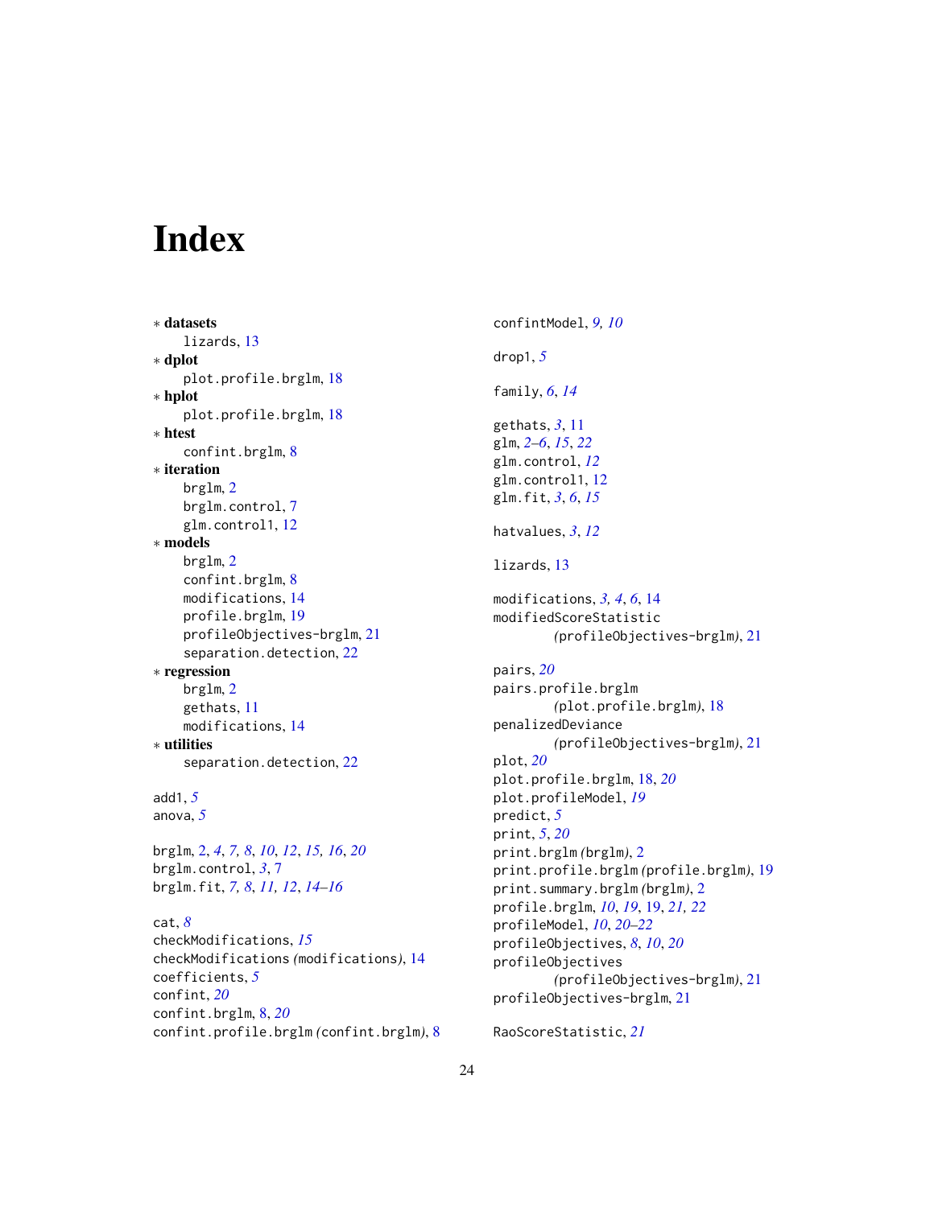# Index

∗ **datasets**
  lizards, 13
∗ **dplot**
  plot.profile.brglm, 18
∗ **hplot**
  plot.profile.brglm, 18
∗ **htest**
  confint.brglm, 8
∗ **iteration**
  brglm, 2
  brglm.control, 7
  glm.control1, 12
∗ **models**
  brglm, 2
  confint.brglm, 8
  modifications, 14
  profile.brglm, 19
  profileObjectives-brglm, 21
  separation.detection, 22
∗ **regression**
  brglm, 2
  gethats, 11
  modifications, 14
∗ **utilities**
  separation.detection, 22

add1, *5*
anova, *5*

brglm, 2, *4*, *7, 8*, *10*, *12*, *15, 16*, *20*
brglm.control, *3*, 7
brglm.fit, *7, 8*, *11, 12*, *14–16*

cat, *8*
checkModifications, *15*
checkModifications *(*modifications*)*, 14
coefficients, *5*
confint, *20*
confint.brglm, 8, *20*
confint.profile.brglm *(*confint.brglm*)*, 8
confintModel, *9, 10*

drop1, *5*

family, *6*, *14*

gethats, *3*, 11
glm, *2–6*, *15*, *22*
glm.control, *12*
glm.control1, 12
glm.fit, *3*, *6*, *15*

hatvalues, *3*, *12*

lizards, 13

modifications, *3, 4*, *6*, 14
modifiedScoreStatistic
  *(*profileObjectives-brglm*)*, 21

pairs, *20*
pairs.profile.brglm
  *(*plot.profile.brglm*)*, 18
penalizedDeviance
  *(*profileObjectives-brglm*)*, 21
plot, *20*
plot.profile.brglm, 18, *20*
plot.profileModel, *19*
predict, *5*
print, *5*, *20*
print.brglm *(*brglm*)*, 2
print.profile.brglm *(*profile.brglm*)*, 19
print.summary.brglm *(*brglm*)*, 2
profile.brglm, *10*, *19*, 19, *21, 22*
profileModel, *10*, *20–22*
profileObjectives, *8*, *10*, *20*
profileObjectives
  *(*profileObjectives-brglm*)*, 21
profileObjectives-brglm, 21

RaoScoreStatistic, *21*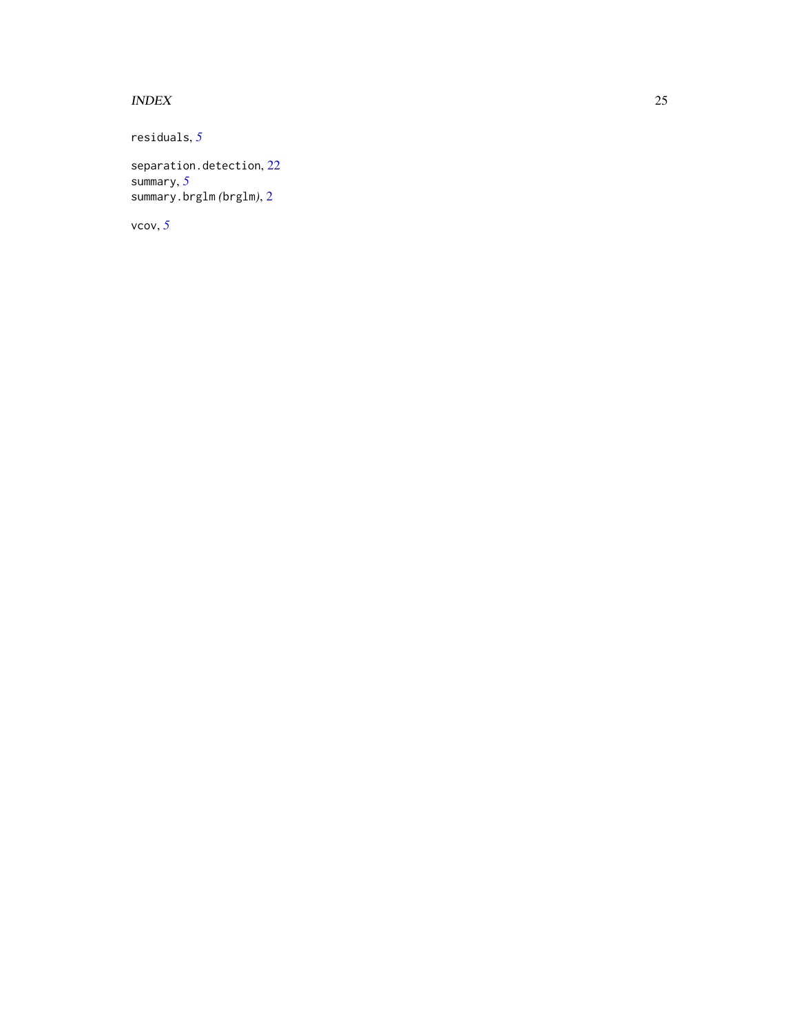residuals, *5*

separation.detection, 22
summary, *5*
summary.brglm *(*brglm*)*, 2

vcov, *5*